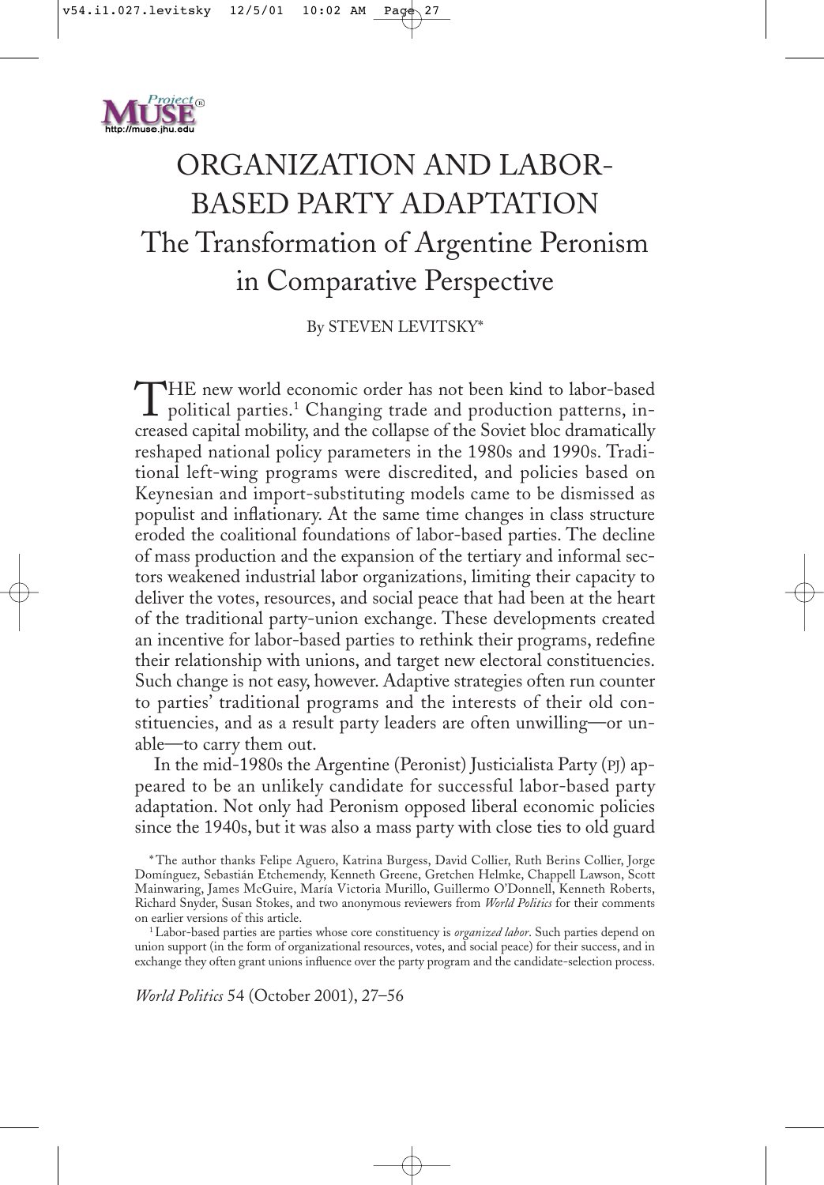# ORGANIZATION AND LABOR-BASED PARTY ADAPTATION

## The Transformation of Argentine Peronism in Comparative Perspective

By STEVEN LEVITSKY*

THE new world economic order has not been kind to labor-based political parties.[1] Changing trade and production patterns, increased capital mobility, and the collapse of the Soviet bloc dramatically reshaped national policy parameters in the 1980s and 1990s. Traditional left-wing programs were discredited, and policies based on Keynesian and import-substituting models came to be dismissed as populist and inflationary. At the same time changes in class structure eroded the coalitional foundations of labor-based parties. The decline of mass production and the expansion of the tertiary and informal sectors weakened industrial labor organizations, limiting their capacity to deliver the votes, resources, and social peace that had been at the heart of the traditional party-union exchange. These developments created an incentive for labor-based parties to rethink their programs, redefine their relationship with unions, and target new electoral constituencies. Such change is not easy, however. Adaptive strategies often run counter to parties' traditional programs and the interests of their old constituencies, and as a result party leaders are often unwilling—or unable—to carry them out.

In the mid-1980s the Argentine (Peronist) Justicialista Party (PJ) appeared to be an unlikely candidate for successful labor-based party adaptation. Not only had Peronism opposed liberal economic policies since the 1940s, but it was also a mass party with close ties to old guard

*The author thanks Felipe Aguero, Katrina Burgess, David Collier, Ruth Berins Collier, Jorge Domínguez, Sebastián Etchemendy, Kenneth Greene, Gretchen Helmke, Chappell Lawson, Scott Mainwaring, James McGuire, María Victoria Murillo, Guillermo O'Donnell, Kenneth Roberts, Richard Snyder, Susan Stokes, and two anonymous reviewers from *World Politics* for their comments on earlier versions of this article.

[1] Labor-based parties are parties whose core constituency is *organized labor*. Such parties depend on union support (in the form of organizational resources, votes, and social peace) for their success, and in exchange they often grant unions influence over the party program and the candidate-selection process.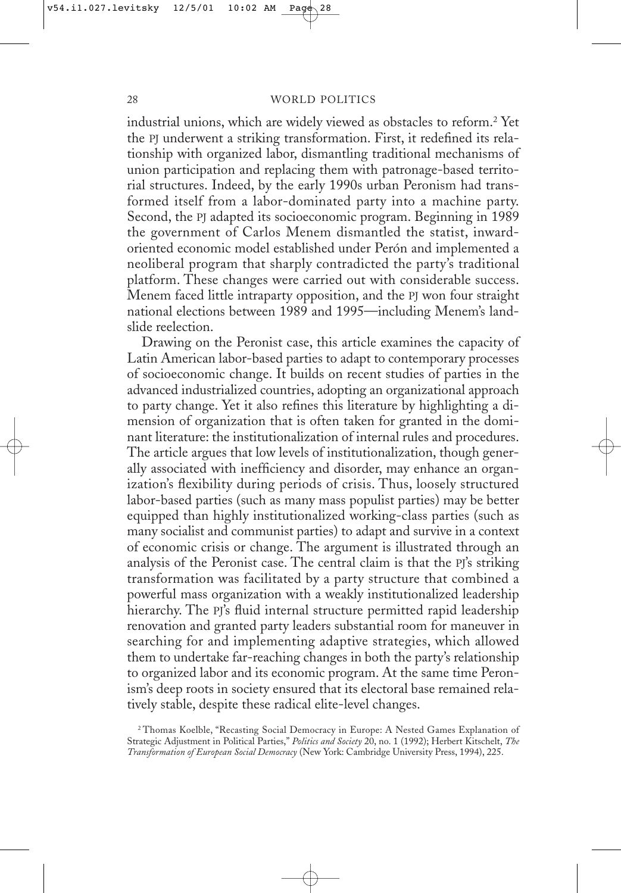industrial unions, which are widely viewed as obstacles to reform.[2] Yet the PJ underwent a striking transformation. First, it redefined its relationship with organized labor, dismantling traditional mechanisms of union participation and replacing them with patronage-based territorial structures. Indeed, by the early 1990s urban Peronism had transformed itself from a labor-dominated party into a machine party. Second, the PJ adapted its socioeconomic program. Beginning in 1989 the government of Carlos Menem dismantled the statist, inward-oriented economic model established under Perón and implemented a neoliberal program that sharply contradicted the party's traditional platform. These changes were carried out with considerable success. Menem faced little intraparty opposition, and the PJ won four straight national elections between 1989 and 1995—including Menem's landslide reelection.

Drawing on the Peronist case, this article examines the capacity of Latin American labor-based parties to adapt to contemporary processes of socioeconomic change. It builds on recent studies of parties in the advanced industrialized countries, adopting an organizational approach to party change. Yet it also refines this literature by highlighting a dimension of organization that is often taken for granted in the dominant literature: the institutionalization of internal rules and procedures. The article argues that low levels of institutionalization, though generally associated with inefficiency and disorder, may enhance an organization's flexibility during periods of crisis. Thus, loosely structured labor-based parties (such as many mass populist parties) may be better equipped than highly institutionalized working-class parties (such as many socialist and communist parties) to adapt and survive in a context of economic crisis or change. The argument is illustrated through an analysis of the Peronist case. The central claim is that the PJ's striking transformation was facilitated by a party structure that combined a powerful mass organization with a weakly institutionalized leadership hierarchy. The PJ's fluid internal structure permitted rapid leadership renovation and granted party leaders substantial room for maneuver in searching for and implementing adaptive strategies, which allowed them to undertake far-reaching changes in both the party's relationship to organized labor and its economic program. At the same time Peronism's deep roots in society ensured that its electoral base remained relatively stable, despite these radical elite-level changes.

[2] Thomas Koelble, "Recasting Social Democracy in Europe: A Nested Games Explanation of Strategic Adjustment in Political Parties," *Politics and Society* 20, no. 1 (1992); Herbert Kitschelt, *The Transformation of European Social Democracy* (New York: Cambridge University Press, 1994), 225.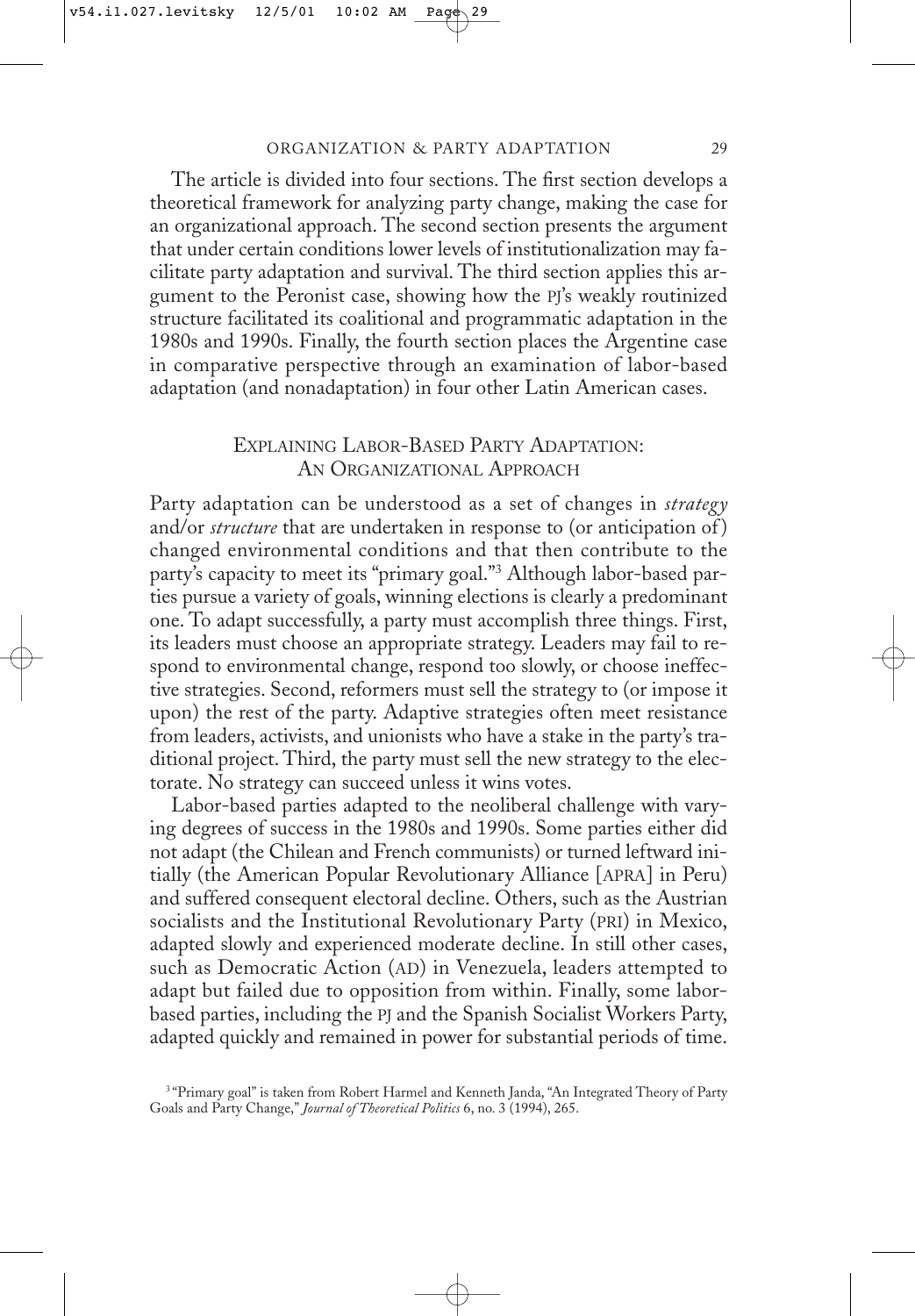The article is divided into four sections. The first section develops a theoretical framework for analyzing party change, making the case for an organizational approach. The second section presents the argument that under certain conditions lower levels of institutionalization may facilitate party adaptation and survival. The third section applies this argument to the Peronist case, showing how the PJ's weakly routinized structure facilitated its coalitional and programmatic adaptation in the 1980s and 1990s. Finally, the fourth section places the Argentine case in comparative perspective through an examination of labor-based adaptation (and nonadaptation) in four other Latin American cases.

## EXPLAINING LABOR-BASED PARTY ADAPTATION: AN ORGANIZATIONAL APPROACH

Party adaptation can be understood as a set of changes in *strategy* and/or *structure* that are undertaken in response to (or anticipation of) changed environmental conditions and that then contribute to the party's capacity to meet its "primary goal."[3] Although labor-based parties pursue a variety of goals, winning elections is clearly a predominant one. To adapt successfully, a party must accomplish three things. First, its leaders must choose an appropriate strategy. Leaders may fail to respond to environmental change, respond too slowly, or choose ineffective strategies. Second, reformers must sell the strategy to (or impose it upon) the rest of the party. Adaptive strategies often meet resistance from leaders, activists, and unionists who have a stake in the party's traditional project. Third, the party must sell the new strategy to the electorate. No strategy can succeed unless it wins votes.

Labor-based parties adapted to the neoliberal challenge with varying degrees of success in the 1980s and 1990s. Some parties either did not adapt (the Chilean and French communists) or turned leftward initially (the American Popular Revolutionary Alliance [APRA] in Peru) and suffered consequent electoral decline. Others, such as the Austrian socialists and the Institutional Revolutionary Party (PRI) in Mexico, adapted slowly and experienced moderate decline. In still other cases, such as Democratic Action (AD) in Venezuela, leaders attempted to adapt but failed due to opposition from within. Finally, some labor-based parties, including the PJ and the Spanish Socialist Workers Party, adapted quickly and remained in power for substantial periods of time.

[3] "Primary goal" is taken from Robert Harmel and Kenneth Janda, "An Integrated Theory of Party Goals and Party Change," *Journal of Theoretical Politics* 6, no. 3 (1994), 265.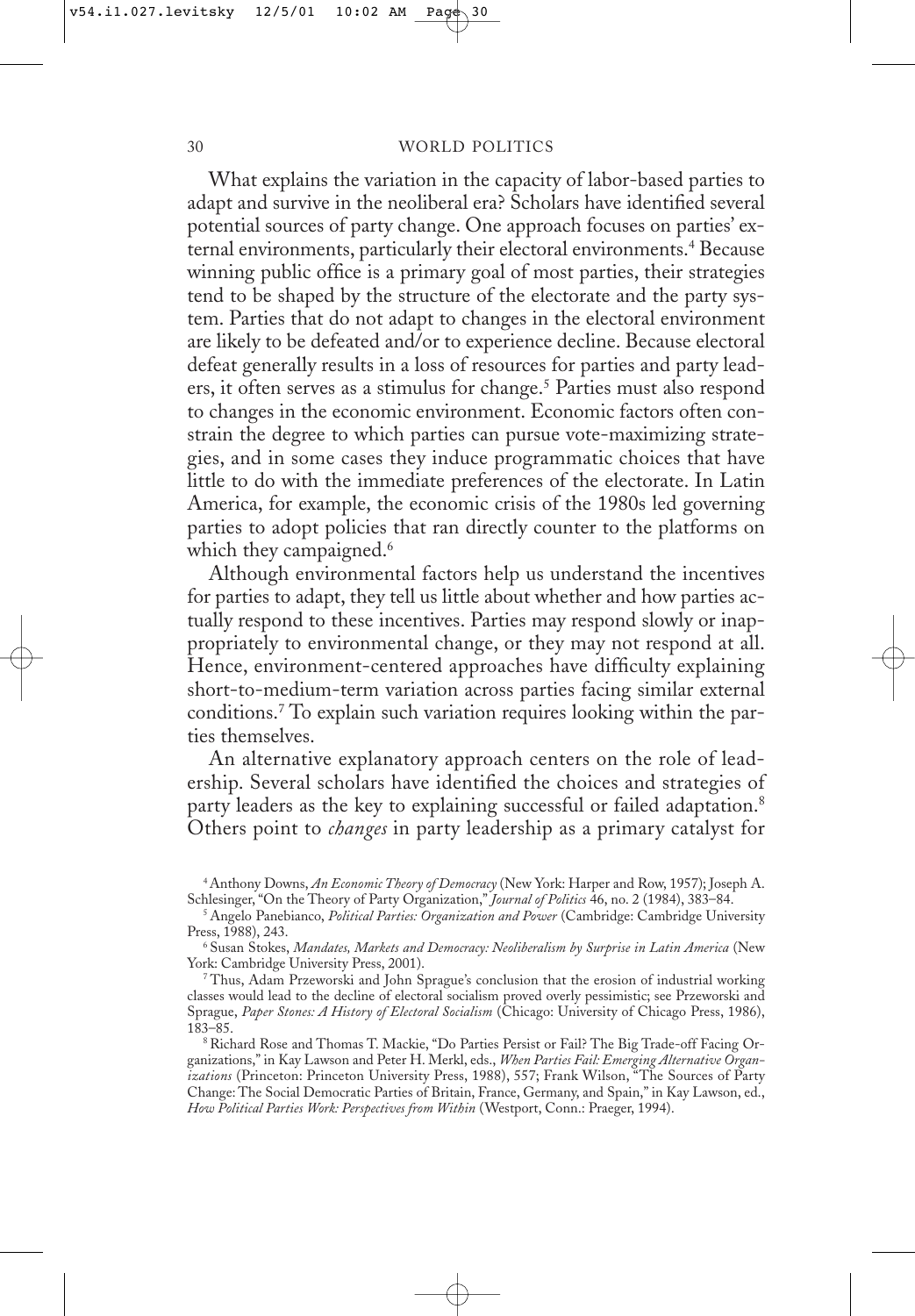What explains the variation in the capacity of labor-based parties to adapt and survive in the neoliberal era? Scholars have identified several potential sources of party change. One approach focuses on parties' external environments, particularly their electoral environments.[4] Because winning public office is a primary goal of most parties, their strategies tend to be shaped by the structure of the electorate and the party system. Parties that do not adapt to changes in the electoral environment are likely to be defeated and/or to experience decline. Because electoral defeat generally results in a loss of resources for parties and party leaders, it often serves as a stimulus for change.[5] Parties must also respond to changes in the economic environment. Economic factors often constrain the degree to which parties can pursue vote-maximizing strategies, and in some cases they induce programmatic choices that have little to do with the immediate preferences of the electorate. In Latin America, for example, the economic crisis of the 1980s led governing parties to adopt policies that ran directly counter to the platforms on which they campaigned.[6]

Although environmental factors help us understand the incentives for parties to adapt, they tell us little about whether and how parties actually respond to these incentives. Parties may respond slowly or inappropriately to environmental change, or they may not respond at all. Hence, environment-centered approaches have difficulty explaining short-to-medium-term variation across parties facing similar external conditions.[7] To explain such variation requires looking within the parties themselves.

An alternative explanatory approach centers on the role of leadership. Several scholars have identified the choices and strategies of party leaders as the key to explaining successful or failed adaptation.[8] Others point to *changes* in party leadership as a primary catalyst for

---

[4] Anthony Downs, *An Economic Theory of Democracy* (New York: Harper and Row, 1957); Joseph A. Schlesinger, "On the Theory of Party Organization," *Journal of Politics* 46, no. 2 (1984), 383–84.

[5] Angelo Panebianco, *Political Parties: Organization and Power* (Cambridge: Cambridge University Press, 1988), 243.

[6] Susan Stokes, *Mandates, Markets and Democracy: Neoliberalism by Surprise in Latin America* (New York: Cambridge University Press, 2001).

[7] Thus, Adam Przeworski and John Sprague's conclusion that the erosion of industrial working classes would lead to the decline of electoral socialism proved overly pessimistic; see Przeworski and Sprague, *Paper Stones: A History of Electoral Socialism* (Chicago: University of Chicago Press, 1986), 183–85.

[8] Richard Rose and Thomas T. Mackie, "Do Parties Persist or Fail? The Big Trade-off Facing Organizations," in Kay Lawson and Peter H. Merkl, eds., *When Parties Fail: Emerging Alternative Organizations* (Princeton: Princeton University Press, 1988), 557; Frank Wilson, "The Sources of Party Change: The Social Democratic Parties of Britain, France, Germany, and Spain," in Kay Lawson, ed., *How Political Parties Work: Perspectives from Within* (Westport, Conn.: Praeger, 1994).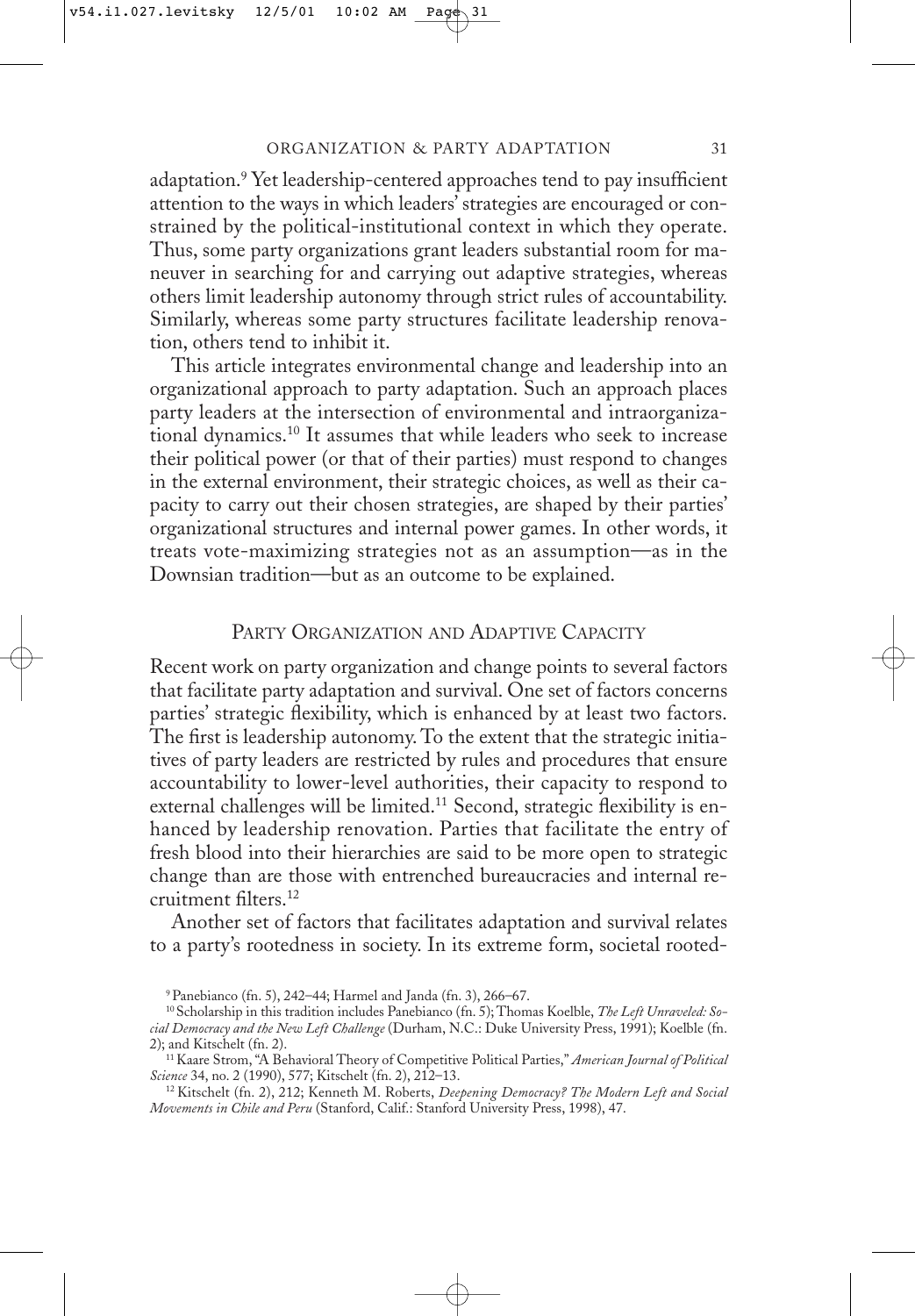adaptation.[9] Yet leadership-centered approaches tend to pay insufficient attention to the ways in which leaders' strategies are encouraged or constrained by the political-institutional context in which they operate. Thus, some party organizations grant leaders substantial room for maneuver in searching for and carrying out adaptive strategies, whereas others limit leadership autonomy through strict rules of accountability. Similarly, whereas some party structures facilitate leadership renovation, others tend to inhibit it.

This article integrates environmental change and leadership into an organizational approach to party adaptation. Such an approach places party leaders at the intersection of environmental and intraorganizational dynamics.[10] It assumes that while leaders who seek to increase their political power (or that of their parties) must respond to changes in the external environment, their strategic choices, as well as their capacity to carry out their chosen strategies, are shaped by their parties' organizational structures and internal power games. In other words, it treats vote-maximizing strategies not as an assumption—as in the Downsian tradition—but as an outcome to be explained.

## Party Organization and Adaptive Capacity

Recent work on party organization and change points to several factors that facilitate party adaptation and survival. One set of factors concerns parties' strategic flexibility, which is enhanced by at least two factors. The first is leadership autonomy. To the extent that the strategic initiatives of party leaders are restricted by rules and procedures that ensure accountability to lower-level authorities, their capacity to respond to external challenges will be limited.[11] Second, strategic flexibility is enhanced by leadership renovation. Parties that facilitate the entry of fresh blood into their hierarchies are said to be more open to strategic change than are those with entrenched bureaucracies and internal recruitment filters.[12]

Another set of factors that facilitates adaptation and survival relates to a party's rootedness in society. In its extreme form, societal rooted-

[9] Panebianco (fn. 5), 242–44; Harmel and Janda (fn. 3), 266–67.

[10] Scholarship in this tradition includes Panebianco (fn. 5); Thomas Koelble, *The Left Unraveled: Social Democracy and the New Left Challenge* (Durham, N.C.: Duke University Press, 1991); Koelble (fn. 2); and Kitschelt (fn. 2).

[11] Kaare Strom, "A Behavioral Theory of Competitive Political Parties," *American Journal of Political Science* 34, no. 2 (1990), 577; Kitschelt (fn. 2), 212–13.

[12] Kitschelt (fn. 2), 212; Kenneth M. Roberts, *Deepening Democracy? The Modern Left and Social Movements in Chile and Peru* (Stanford, Calif.: Stanford University Press, 1998), 47.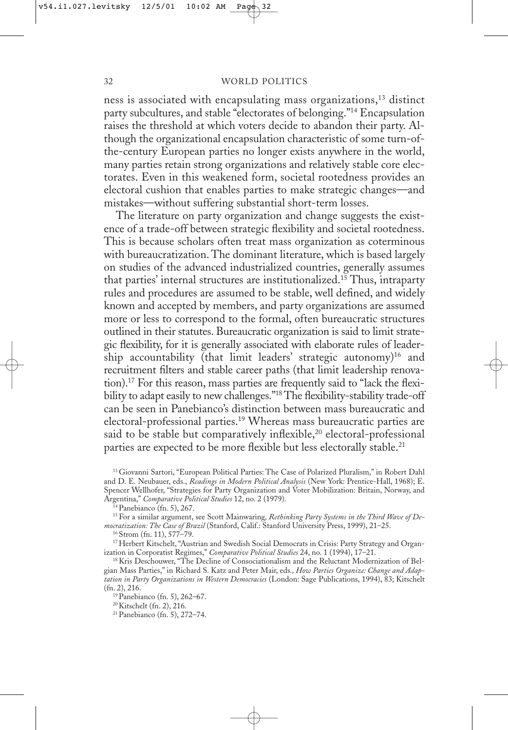ness is associated with encapsulating mass organizations,[13] distinct party subcultures, and stable "electorates of belonging."[14] Encapsulation raises the threshold at which voters decide to abandon their party. Although the organizational encapsulation characteristic of some turn-of-the-century European parties no longer exists anywhere in the world, many parties retain strong organizations and relatively stable core electorates. Even in this weakened form, societal rootedness provides an electoral cushion that enables parties to make strategic changes—and mistakes—without suffering substantial short-term losses.

The literature on party organization and change suggests the existence of a trade-off between strategic flexibility and societal rootedness. This is because scholars often treat mass organization as coterminous with bureaucratization. The dominant literature, which is based largely on studies of the advanced industrialized countries, generally assumes that parties' internal structures are institutionalized.[15] Thus, intraparty rules and procedures are assumed to be stable, well defined, and widely known and accepted by members, and party organizations are assumed more or less to correspond to the formal, often bureaucratic structures outlined in their statutes. Bureaucratic organization is said to limit strategic flexibility, for it is generally associated with elaborate rules of leadership accountability (that limit leaders' strategic autonomy)[16] and recruitment filters and stable career paths (that limit leadership renovation).[17] For this reason, mass parties are frequently said to "lack the flexibility to adapt easily to new challenges."[18] The flexibility-stability trade-off can be seen in Panebianco's distinction between mass bureaucratic and electoral-professional parties.[19] Whereas mass bureaucratic parties are said to be stable but comparatively inflexible,[20] electoral-professional parties are expected to be more flexible but less electorally stable.[21]

[13] Giovanni Sartori, "European Political Parties: The Case of Polarized Pluralism," in Robert Dahl and D. E. Neubauer, eds., *Readings in Modern Political Analysis* (New York: Prentice-Hall, 1968); E. Spencer Wellhofer, "Strategies for Party Organization and Voter Mobilization: Britain, Norway, and Argentina," *Comparative Political Studies* 12, no. 2 (1979).

[14] Panebianco (fn. 5), 267.

[15] For a similar argument, see Scott Mainwaring, *Rethinking Party Systems in the Third Wave of Democratization: The Case of Brazil* (Stanford, Calif.: Stanford University Press, 1999), 21–25.

[16] Strom (fn. 11), 577–79.

[17] Herbert Kitschelt, "Austrian and Swedish Social Democrats in Crisis: Party Strategy and Organization in Corporatist Regimes," *Comparative Political Studies* 24, no. 1 (1994), 17–21.

[18] Kris Deschouwer, "The Decline of Consociationalism and the Reluctant Modernization of Belgian Mass Parties," in Richard S. Katz and Peter Mair, eds., *How Parties Organize: Change and Adaptation in Party Organizations in Western Democracies* (London: Sage Publications, 1994), 83; Kitschelt (fn. 2), 216.

[19] Panebianco (fn. 5), 262–67.

[20] Kitschelt (fn. 2), 216.

[21] Panebianco (fn. 5), 272–74.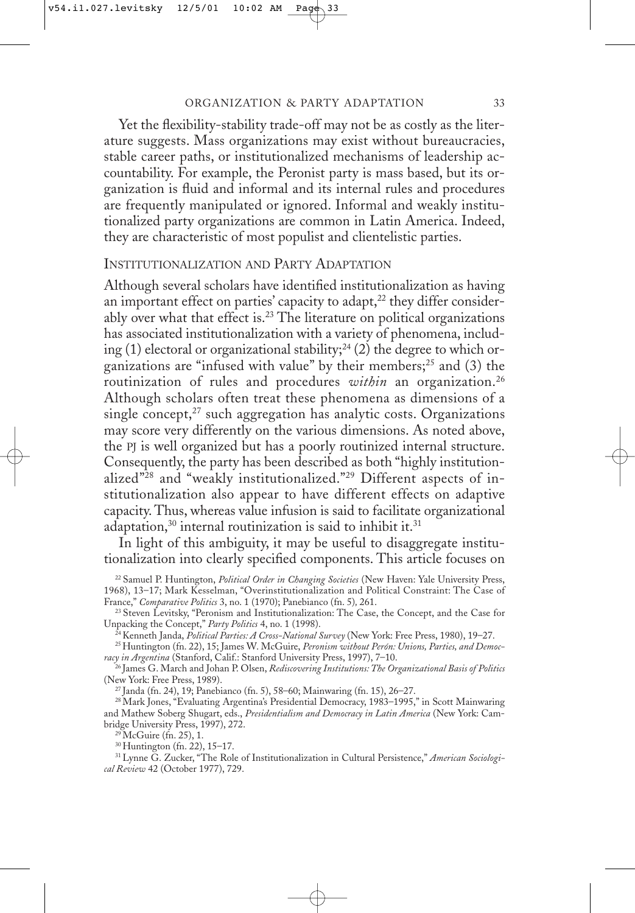Yet the flexibility-stability trade-off may not be as costly as the literature suggests. Mass organizations may exist without bureaucracies, stable career paths, or institutionalized mechanisms of leadership accountability. For example, the Peronist party is mass based, but its organization is fluid and informal and its internal rules and procedures are frequently manipulated or ignored. Informal and weakly institutionalized party organizations are common in Latin America. Indeed, they are characteristic of most populist and clientelistic parties.

## INSTITUTIONALIZATION AND PARTY ADAPTATION

Although several scholars have identified institutionalization as having an important effect on parties' capacity to adapt,[22] they differ considerably over what that effect is.[23] The literature on political organizations has associated institutionalization with a variety of phenomena, including (1) electoral or organizational stability;[24] (2) the degree to which organizations are "infused with value" by their members;[25] and (3) the routinization of rules and procedures *within* an organization.[26] Although scholars often treat these phenomena as dimensions of a single concept,[27] such aggregation has analytic costs. Organizations may score very differently on the various dimensions. As noted above, the PJ is well organized but has a poorly routinized internal structure. Consequently, the party has been described as both "highly institutionalized"[28] and "weakly institutionalized."[29] Different aspects of institutionalization also appear to have different effects on adaptive capacity. Thus, whereas value infusion is said to facilitate organizational adaptation,[30] internal routinization is said to inhibit it.[31]

In light of this ambiguity, it may be useful to disaggregate institutionalization into clearly specified components. This article focuses on

[22] Samuel P. Huntington, *Political Order in Changing Societies* (New Haven: Yale University Press, 1968), 13–17; Mark Kesselman, "Overinstitutionalization and Political Constraint: The Case of France," *Comparative Politics* 3, no. 1 (1970); Panebianco (fn. 5), 261.

[23] Steven Levitsky, "Peronism and Institutionalization: The Case, the Concept, and the Case for Unpacking the Concept," *Party Politics* 4, no. 1 (1998).

[24] Kenneth Janda, *Political Parties: A Cross-National Survey* (New York: Free Press, 1980), 19–27.

[25] Huntington (fn. 22), 15; James W. McGuire, *Peronism without Perón: Unions, Parties, and Democracy in Argentina* (Stanford, Calif.: Stanford University Press, 1997), 7–10.

[26] James G. March and Johan P. Olsen, *Rediscovering Institutions: The Organizational Basis of Politics* (New York: Free Press, 1989).

[27] Janda (fn. 24), 19; Panebianco (fn. 5), 58–60; Mainwaring (fn. 15), 26–27.

[28] Mark Jones, "Evaluating Argentina's Presidential Democracy, 1983–1995," in Scott Mainwaring and Mathew Soberg Shugart, eds., *Presidentialism and Democracy in Latin America* (New York: Cambridge University Press, 1997), 272.

[29] McGuire (fn. 25), 1.

[30] Huntington (fn. 22), 15–17.

[31] Lynne G. Zucker, "The Role of Institutionalization in Cultural Persistence," *American Sociological Review* 42 (October 1977), 729.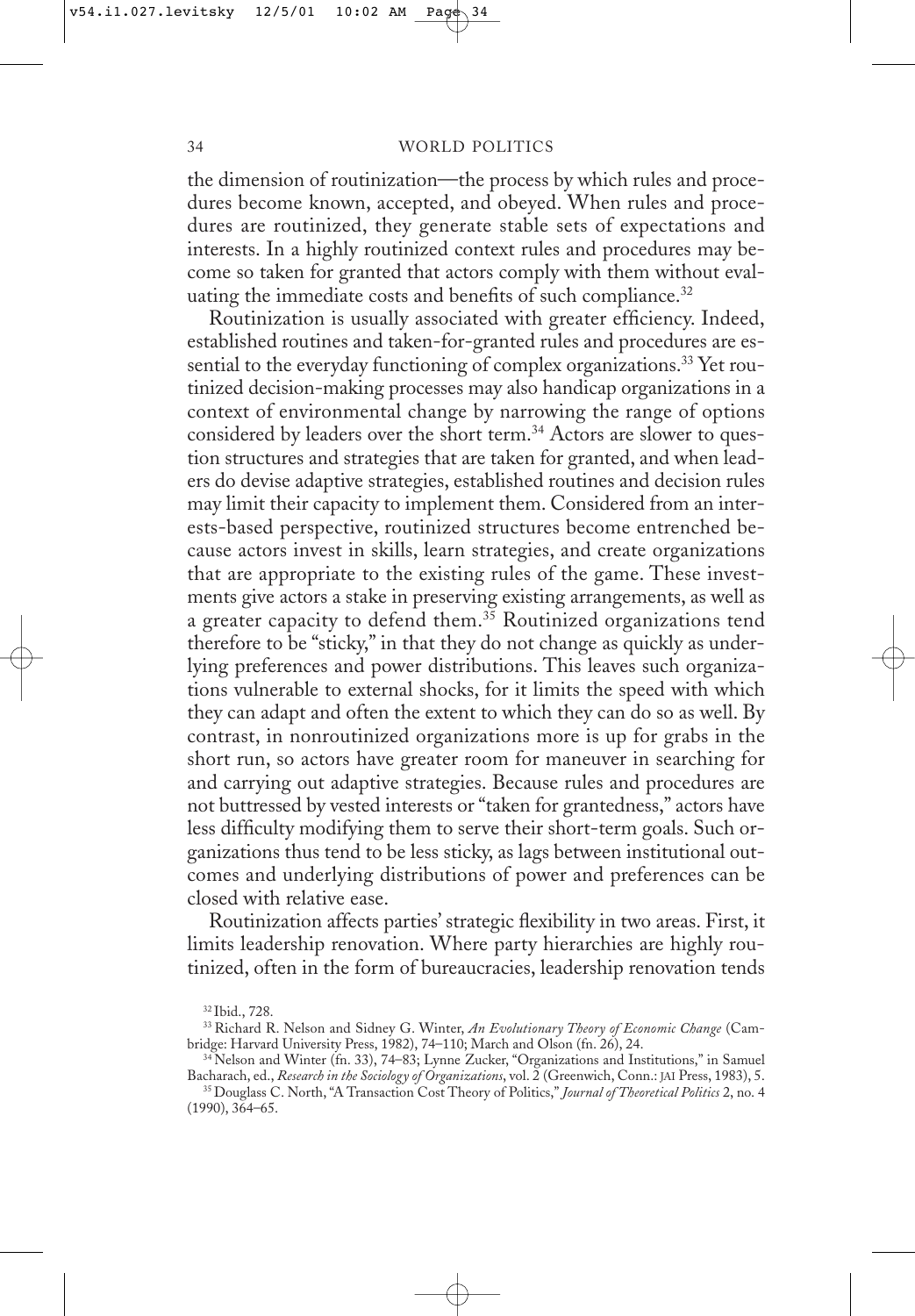the dimension of routinization—the process by which rules and procedures become known, accepted, and obeyed. When rules and procedures are routinized, they generate stable sets of expectations and interests. In a highly routinized context rules and procedures may become so taken for granted that actors comply with them without evaluating the immediate costs and benefits of such compliance.[32]

Routinization is usually associated with greater efficiency. Indeed, established routines and taken-for-granted rules and procedures are essential to the everyday functioning of complex organizations.[33] Yet routinized decision-making processes may also handicap organizations in a context of environmental change by narrowing the range of options considered by leaders over the short term.[34] Actors are slower to question structures and strategies that are taken for granted, and when leaders do devise adaptive strategies, established routines and decision rules may limit their capacity to implement them. Considered from an interests-based perspective, routinized structures become entrenched because actors invest in skills, learn strategies, and create organizations that are appropriate to the existing rules of the game. These investments give actors a stake in preserving existing arrangements, as well as a greater capacity to defend them.[35] Routinized organizations tend therefore to be "sticky," in that they do not change as quickly as underlying preferences and power distributions. This leaves such organizations vulnerable to external shocks, for it limits the speed with which they can adapt and often the extent to which they can do so as well. By contrast, in nonroutinized organizations more is up for grabs in the short run, so actors have greater room for maneuver in searching for and carrying out adaptive strategies. Because rules and procedures are not buttressed by vested interests or "taken for grantedness," actors have less difficulty modifying them to serve their short-term goals. Such organizations thus tend to be less sticky, as lags between institutional outcomes and underlying distributions of power and preferences can be closed with relative ease.

Routinization affects parties' strategic flexibility in two areas. First, it limits leadership renovation. Where party hierarchies are highly routinized, often in the form of bureaucracies, leadership renovation tends

[32] Ibid., 728.

[33] Richard R. Nelson and Sidney G. Winter, *An Evolutionary Theory of Economic Change* (Cambridge: Harvard University Press, 1982), 74–110; March and Olson (fn. 26), 24.

[34] Nelson and Winter (fn. 33), 74–83; Lynne Zucker, "Organizations and Institutions," in Samuel Bacharach, ed., *Research in the Sociology of Organizations*, vol. 2 (Greenwich, Conn.: JAI Press, 1983), 5.

[35] Douglass C. North, "A Transaction Cost Theory of Politics," *Journal of Theoretical Politics* 2, no. 4 (1990), 364–65.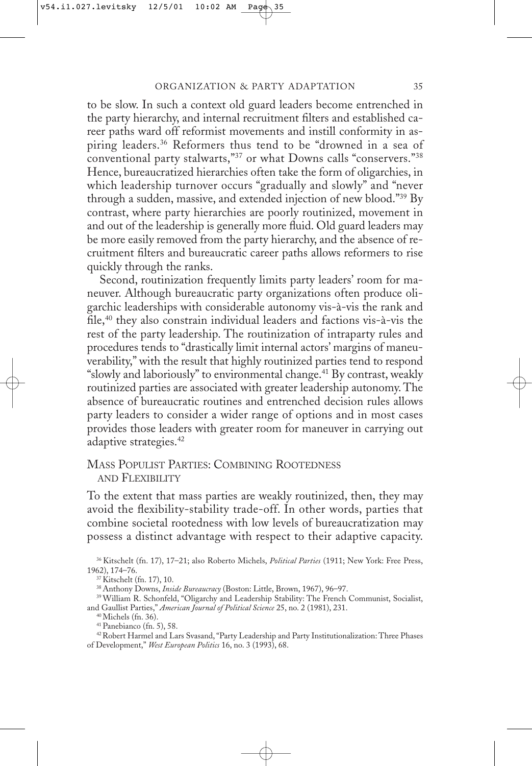to be slow. In such a context old guard leaders become entrenched in the party hierarchy, and internal recruitment filters and established career paths ward off reformist movements and instill conformity in aspiring leaders.[36] Reformers thus tend to be "drowned in a sea of conventional party stalwarts,"[37] or what Downs calls "conservers."[38] Hence, bureaucratized hierarchies often take the form of oligarchies, in which leadership turnover occurs "gradually and slowly" and "never through a sudden, massive, and extended injection of new blood."[39] By contrast, where party hierarchies are poorly routinized, movement in and out of the leadership is generally more fluid. Old guard leaders may be more easily removed from the party hierarchy, and the absence of recruitment filters and bureaucratic career paths allows reformers to rise quickly through the ranks.

Second, routinization frequently limits party leaders' room for maneuver. Although bureaucratic party organizations often produce oligarchic leaderships with considerable autonomy vis-à-vis the rank and file,[40] they also constrain individual leaders and factions vis-à-vis the rest of the party leadership. The routinization of intraparty rules and procedures tends to "drastically limit internal actors' margins of maneuverability," with the result that highly routinized parties tend to respond "slowly and laboriously" to environmental change.[41] By contrast, weakly routinized parties are associated with greater leadership autonomy. The absence of bureaucratic routines and entrenched decision rules allows party leaders to consider a wider range of options and in most cases provides those leaders with greater room for maneuver in carrying out adaptive strategies.[42]

## Mass Populist Parties: Combining Rootedness and Flexibility

To the extent that mass parties are weakly routinized, then, they may avoid the flexibility-stability trade-off. In other words, parties that combine societal rootedness with low levels of bureaucratization may possess a distinct advantage with respect to their adaptive capacity.

---

[36] Kitschelt (fn. 17), 17–21; also Roberto Michels, *Political Parties* (1911; New York: Free Press, 1962), 174–76.

[37] Kitschelt (fn. 17), 10.

[38] Anthony Downs, *Inside Bureaucracy* (Boston: Little, Brown, 1967), 96–97.

[39] William R. Schonfeld, "Oligarchy and Leadership Stability: The French Communist, Socialist, and Gaullist Parties," *American Journal of Political Science* 25, no. 2 (1981), 231.

[40] Michels (fn. 36).

[41] Panebianco (fn. 5), 58.

[42] Robert Harmel and Lars Svasand, "Party Leadership and Party Institutionalization: Three Phases of Development," *West European Politics* 16, no. 3 (1993), 68.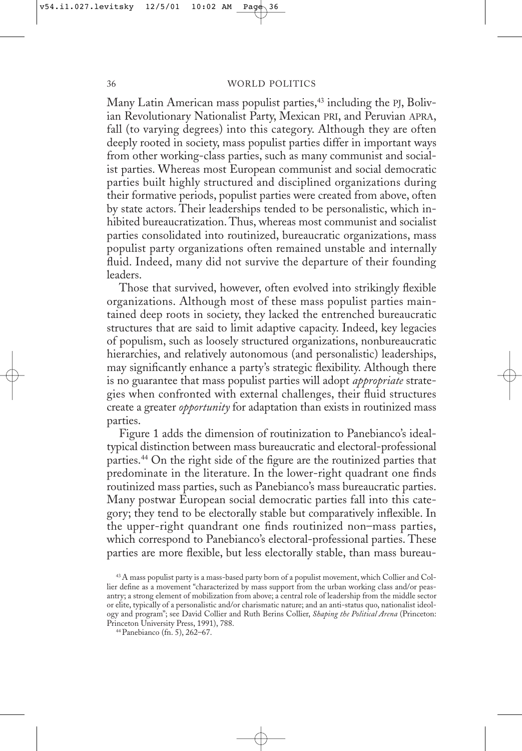Many Latin American mass populist parties,[43] including the PJ, Bolivian Revolutionary Nationalist Party, Mexican PRI, and Peruvian APRA, fall (to varying degrees) into this category. Although they are often deeply rooted in society, mass populist parties differ in important ways from other working-class parties, such as many communist and socialist parties. Whereas most European communist and social democratic parties built highly structured and disciplined organizations during their formative periods, populist parties were created from above, often by state actors. Their leaderships tended to be personalistic, which inhibited bureaucratization. Thus, whereas most communist and socialist parties consolidated into routinized, bureaucratic organizations, mass populist party organizations often remained unstable and internally fluid. Indeed, many did not survive the departure of their founding leaders.

Those that survived, however, often evolved into strikingly flexible organizations. Although most of these mass populist parties maintained deep roots in society, they lacked the entrenched bureaucratic structures that are said to limit adaptive capacity. Indeed, key legacies of populism, such as loosely structured organizations, nonbureaucratic hierarchies, and relatively autonomous (and personalistic) leaderships, may significantly enhance a party's strategic flexibility. Although there is no guarantee that mass populist parties will adopt *appropriate* strategies when confronted with external challenges, their fluid structures create a greater *opportunity* for adaptation than exists in routinized mass parties.

Figure 1 adds the dimension of routinization to Panebianco's ideal-typical distinction between mass bureaucratic and electoral-professional parties.[44] On the right side of the figure are the routinized parties that predominate in the literature. In the lower-right quadrant one finds routinized mass parties, such as Panebianco's mass bureaucratic parties. Many postwar European social democratic parties fall into this category; they tend to be electorally stable but comparatively inflexible. In the upper-right quandrant one finds routinized non–mass parties, which correspond to Panebianco's electoral-professional parties. These parties are more flexible, but less electorally stable, than mass bureau-

[43] A mass populist party is a mass-based party born of a populist movement, which Collier and Collier define as a movement "characterized by mass support from the urban working class and/or peasantry; a strong element of mobilization from above; a central role of leadership from the middle sector or elite, typically of a personalistic and/or charismatic nature; and an anti-status quo, nationalist ideology and program"; see David Collier and Ruth Berins Collier, *Shaping the Political Arena* (Princeton: Princeton University Press, 1991), 788.

[44] Panebianco (fn. 5), 262–67.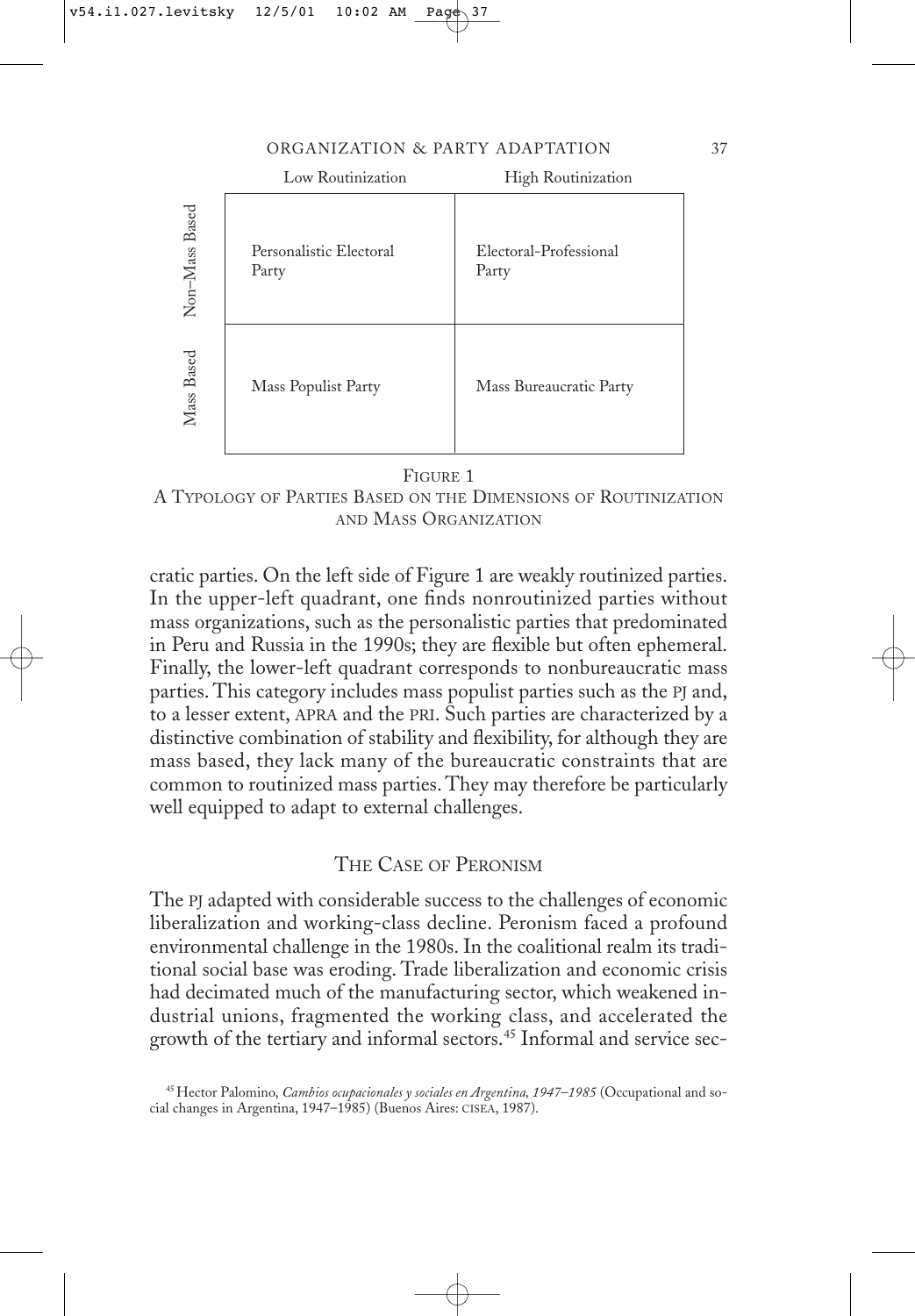| | Low Routinization | High Routinization |
|---|---|---|
| Non–Mass Based | Personalistic Electoral Party | Electoral-Professional Party |
| Mass Based | Mass Populist Party | Mass Bureaucratic Party |

FIGURE 1
A TYPOLOGY OF PARTIES BASED ON THE DIMENSIONS OF ROUTINIZATION AND MASS ORGANIZATION

cratic parties. On the left side of Figure 1 are weakly routinized parties. In the upper-left quadrant, one finds nonroutinized parties without mass organizations, such as the personalistic parties that predominated in Peru and Russia in the 1990s; they are flexible but often ephemeral. Finally, the lower-left quadrant corresponds to nonbureaucratic mass parties. This category includes mass populist parties such as the PJ and, to a lesser extent, APRA and the PRI. Such parties are characterized by a distinctive combination of stability and flexibility, for although they are mass based, they lack many of the bureaucratic constraints that are common to routinized mass parties. They may therefore be particularly well equipped to adapt to external challenges.

## THE CASE OF PERONISM

The PJ adapted with considerable success to the challenges of economic liberalization and working-class decline. Peronism faced a profound environmental challenge in the 1980s. In the coalitional realm its traditional social base was eroding. Trade liberalization and economic crisis had decimated much of the manufacturing sector, which weakened industrial unions, fragmented the working class, and accelerated the growth of the tertiary and informal sectors.[45] Informal and service sec-

[45] Hector Palomino, *Cambios ocupacionales y sociales en Argentina, 1947–1985* (Occupational and social changes in Argentina, 1947–1985) (Buenos Aires: CISEA, 1987).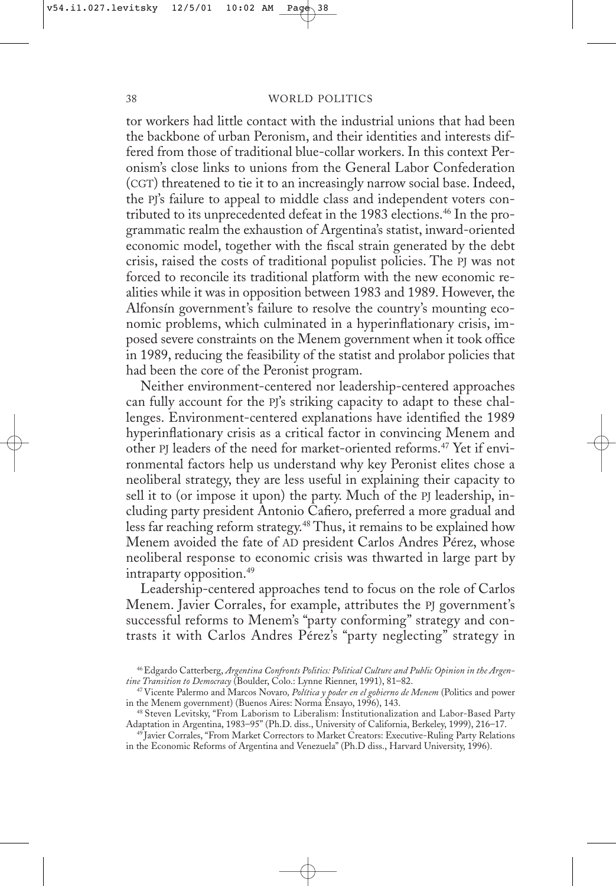tor workers had little contact with the industrial unions that had been the backbone of urban Peronism, and their identities and interests differed from those of traditional blue-collar workers. In this context Peronism's close links to unions from the General Labor Confederation (CGT) threatened to tie it to an increasingly narrow social base. Indeed, the PJ's failure to appeal to middle class and independent voters contributed to its unprecedented defeat in the 1983 elections.[46] In the programmatic realm the exhaustion of Argentina's statist, inward-oriented economic model, together with the fiscal strain generated by the debt crisis, raised the costs of traditional populist policies. The PJ was not forced to reconcile its traditional platform with the new economic realities while it was in opposition between 1983 and 1989. However, the Alfonsín government's failure to resolve the country's mounting economic problems, which culminated in a hyperinflationary crisis, imposed severe constraints on the Menem government when it took office in 1989, reducing the feasibility of the statist and prolabor policies that had been the core of the Peronist program.

Neither environment-centered nor leadership-centered approaches can fully account for the PJ's striking capacity to adapt to these challenges. Environment-centered explanations have identified the 1989 hyperinflationary crisis as a critical factor in convincing Menem and other PJ leaders of the need for market-oriented reforms.[47] Yet if environmental factors help us understand why key Peronist elites chose a neoliberal strategy, they are less useful in explaining their capacity to sell it to (or impose it upon) the party. Much of the PJ leadership, including party president Antonio Cafiero, preferred a more gradual and less far reaching reform strategy.[48] Thus, it remains to be explained how Menem avoided the fate of AD president Carlos Andres Pérez, whose neoliberal response to economic crisis was thwarted in large part by intraparty opposition.[49]

Leadership-centered approaches tend to focus on the role of Carlos Menem. Javier Corrales, for example, attributes the PJ government's successful reforms to Menem's "party conforming" strategy and contrasts it with Carlos Andres Pérez's "party neglecting" strategy in

[46] Edgardo Catterberg, *Argentina Confronts Politics: Political Culture and Public Opinion in the Argentine Transition to Democracy* (Boulder, Colo.: Lynne Rienner, 1991), 81–82.

[47] Vicente Palermo and Marcos Novaro, *Política y poder en el gobierno de Menem* (Politics and power in the Menem government) (Buenos Aires: Norma Ensayo, 1996), 143.

[48] Steven Levitsky, "From Laborism to Liberalism: Institutionalization and Labor-Based Party Adaptation in Argentina, 1983–95" (Ph.D. diss., University of California, Berkeley, 1999), 216–17.

[49] Javier Corrales, "From Market Correctors to Market Creators: Executive-Ruling Party Relations in the Economic Reforms of Argentina and Venezuela" (Ph.D diss., Harvard University, 1996).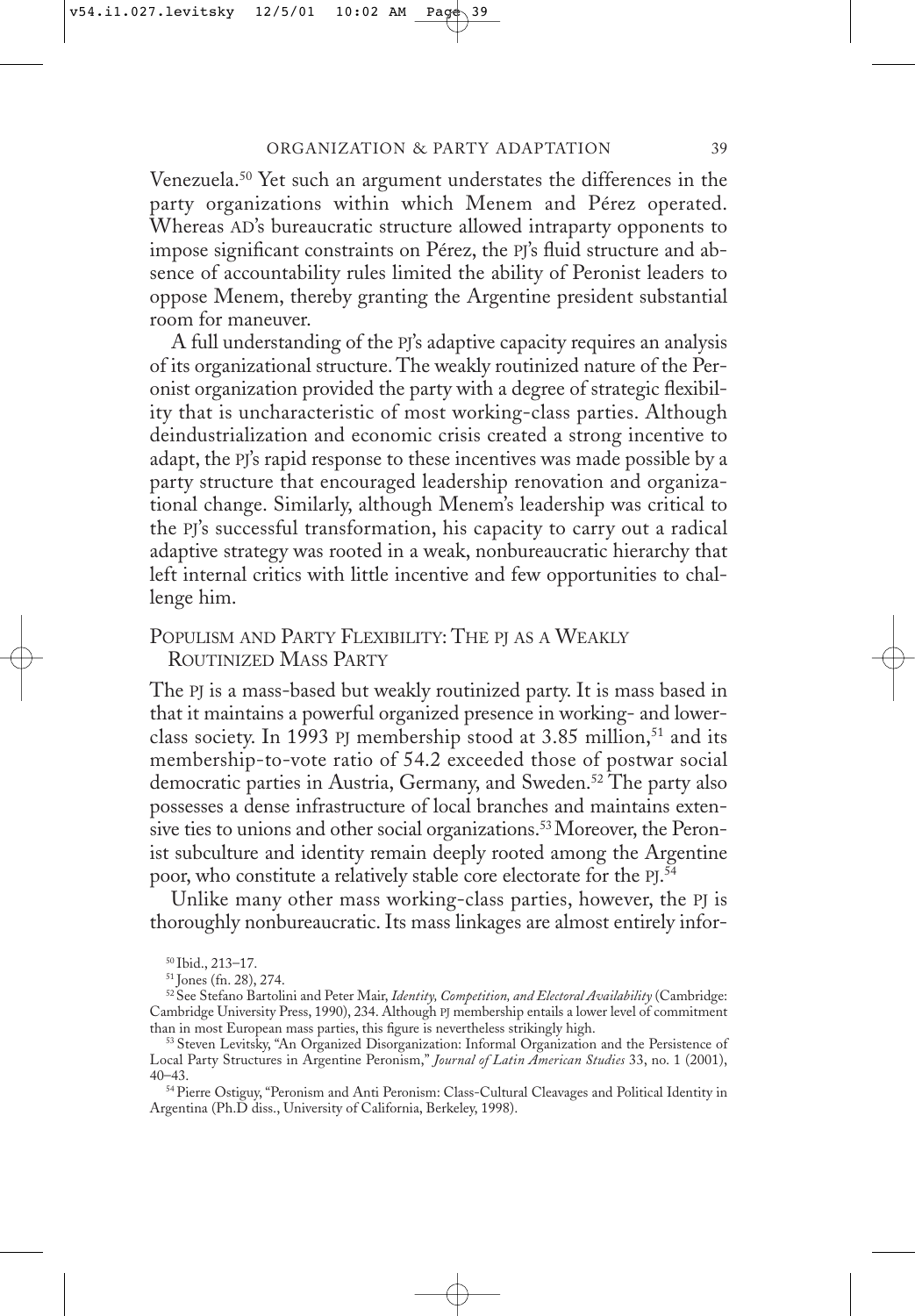Venezuela.[50] Yet such an argument understates the differences in the party organizations within which Menem and Pérez operated. Whereas AD's bureaucratic structure allowed intraparty opponents to impose significant constraints on Pérez, the PJ's fluid structure and absence of accountability rules limited the ability of Peronist leaders to oppose Menem, thereby granting the Argentine president substantial room for maneuver.

A full understanding of the PJ's adaptive capacity requires an analysis of its organizational structure. The weakly routinized nature of the Peronist organization provided the party with a degree of strategic flexibility that is uncharacteristic of most working-class parties. Although deindustrialization and economic crisis created a strong incentive to adapt, the PJ's rapid response to these incentives was made possible by a party structure that encouraged leadership renovation and organizational change. Similarly, although Menem's leadership was critical to the PJ's successful transformation, his capacity to carry out a radical adaptive strategy was rooted in a weak, nonbureaucratic hierarchy that left internal critics with little incentive and few opportunities to challenge him.

## Populism and Party Flexibility: The PJ as a Weakly Routinized Mass Party

The PJ is a mass-based but weakly routinized party. It is mass based in that it maintains a powerful organized presence in working- and lower-class society. In 1993 PJ membership stood at 3.85 million,[51] and its membership-to-vote ratio of 54.2 exceeded those of postwar social democratic parties in Austria, Germany, and Sweden.[52] The party also possesses a dense infrastructure of local branches and maintains extensive ties to unions and other social organizations.[53] Moreover, the Peronist subculture and identity remain deeply rooted among the Argentine poor, who constitute a relatively stable core electorate for the PJ.[54]

Unlike many other mass working-class parties, however, the PJ is thoroughly nonbureaucratic. Its mass linkages are almost entirely infor-

---

[50] Ibid., 213–17.

[51] Jones (fn. 28), 274.

[52] See Stefano Bartolini and Peter Mair, *Identity, Competition, and Electoral Availability* (Cambridge: Cambridge University Press, 1990), 234. Although PJ membership entails a lower level of commitment than in most European mass parties, this figure is nevertheless strikingly high.

[53] Steven Levitsky, "An Organized Disorganization: Informal Organization and the Persistence of Local Party Structures in Argentine Peronism," *Journal of Latin American Studies* 33, no. 1 (2001), 40–43.

[54] Pierre Ostiguy, "Peronism and Anti Peronism: Class-Cultural Cleavages and Political Identity in Argentina (Ph.D diss., University of California, Berkeley, 1998).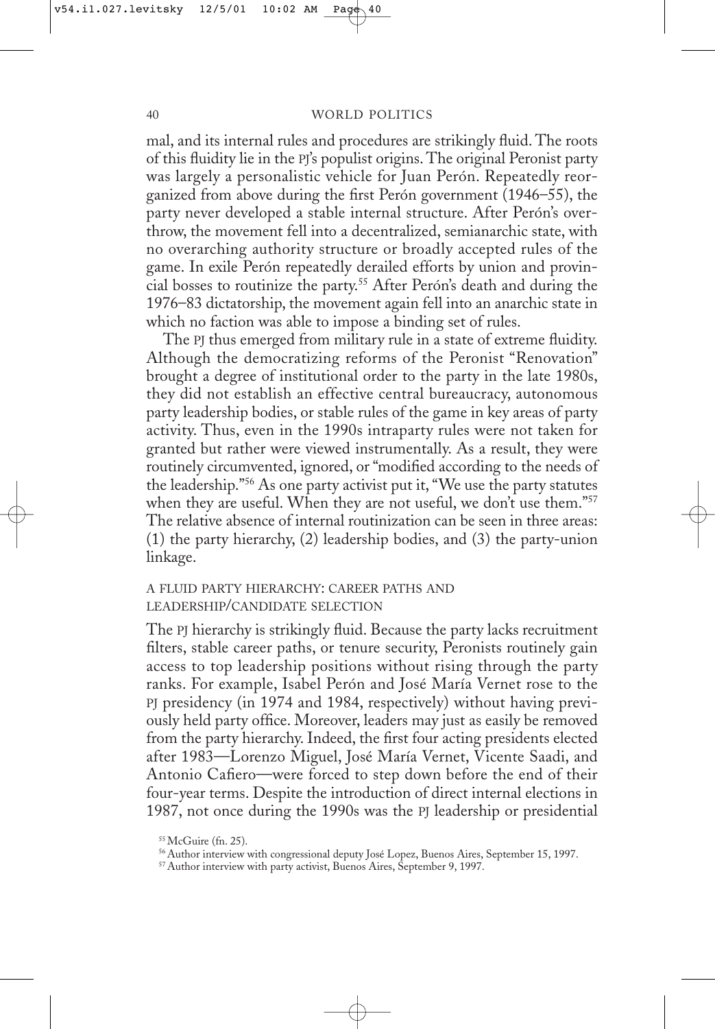mal, and its internal rules and procedures are strikingly fluid. The roots of this fluidity lie in the PJ's populist origins. The original Peronist party was largely a personalistic vehicle for Juan Perón. Repeatedly reorganized from above during the first Perón government (1946–55), the party never developed a stable internal structure. After Perón's overthrow, the movement fell into a decentralized, semianarchic state, with no overarching authority structure or broadly accepted rules of the game. In exile Perón repeatedly derailed efforts by union and provincial bosses to routinize the party.[55] After Perón's death and during the 1976–83 dictatorship, the movement again fell into an anarchic state in which no faction was able to impose a binding set of rules.

The PJ thus emerged from military rule in a state of extreme fluidity. Although the democratizing reforms of the Peronist "Renovation" brought a degree of institutional order to the party in the late 1980s, they did not establish an effective central bureaucracy, autonomous party leadership bodies, or stable rules of the game in key areas of party activity. Thus, even in the 1990s intraparty rules were not taken for granted but rather were viewed instrumentally. As a result, they were routinely circumvented, ignored, or "modified according to the needs of the leadership."[56] As one party activist put it, "We use the party statutes when they are useful. When they are not useful, we don't use them."[57] The relative absence of internal routinization can be seen in three areas: (1) the party hierarchy, (2) leadership bodies, and (3) the party-union linkage.

### A FLUID PARTY HIERARCHY: CAREER PATHS AND LEADERSHIP/CANDIDATE SELECTION

The PJ hierarchy is strikingly fluid. Because the party lacks recruitment filters, stable career paths, or tenure security, Peronists routinely gain access to top leadership positions without rising through the party ranks. For example, Isabel Perón and José María Vernet rose to the PJ presidency (in 1974 and 1984, respectively) without having previously held party office. Moreover, leaders may just as easily be removed from the party hierarchy. Indeed, the first four acting presidents elected after 1983—Lorenzo Miguel, José María Vernet, Vicente Saadi, and Antonio Cafiero—were forced to step down before the end of their four-year terms. Despite the introduction of direct internal elections in 1987, not once during the 1990s was the PJ leadership or presidential

[55] McGuire (fn. 25).

[56] Author interview with congressional deputy José Lopez, Buenos Aires, September 15, 1997.

[57] Author interview with party activist, Buenos Aires, September 9, 1997.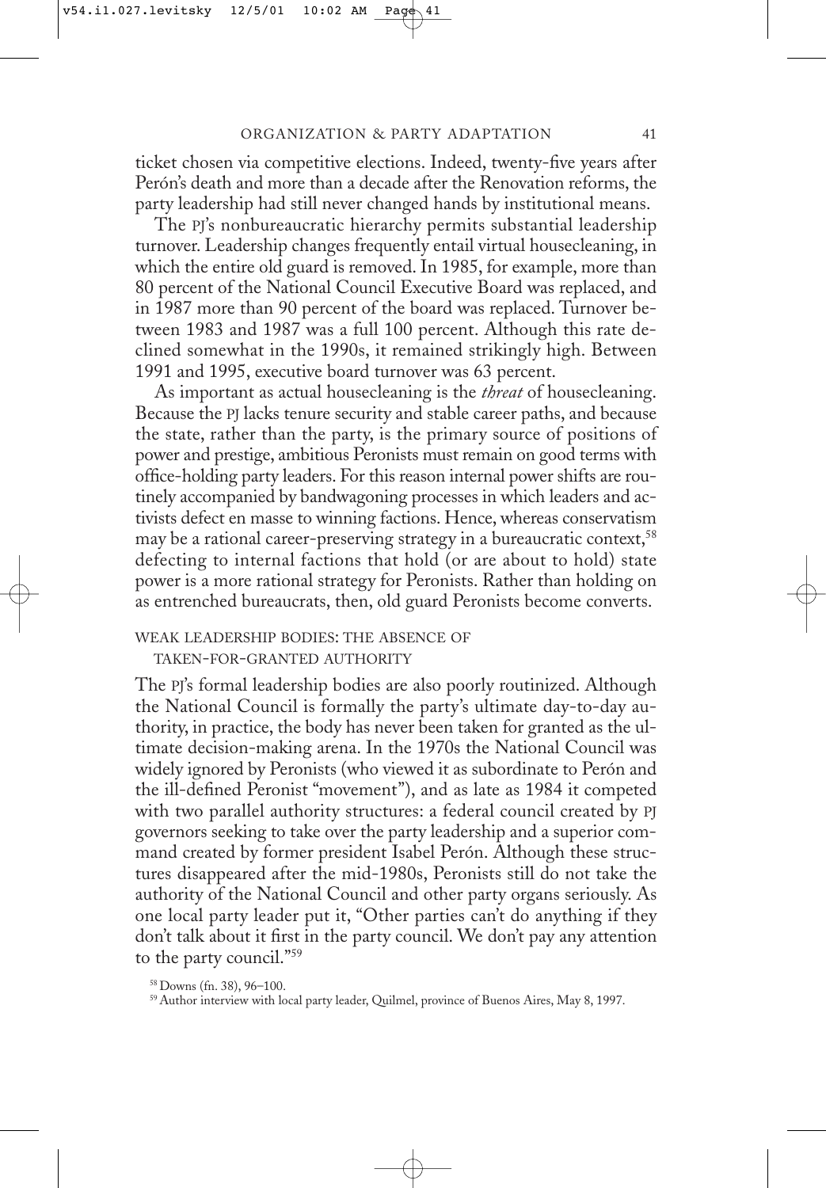ticket chosen via competitive elections. Indeed, twenty-five years after Perón's death and more than a decade after the Renovation reforms, the party leadership had still never changed hands by institutional means.

The PJ's nonbureaucratic hierarchy permits substantial leadership turnover. Leadership changes frequently entail virtual housecleaning, in which the entire old guard is removed. In 1985, for example, more than 80 percent of the National Council Executive Board was replaced, and in 1987 more than 90 percent of the board was replaced. Turnover between 1983 and 1987 was a full 100 percent. Although this rate declined somewhat in the 1990s, it remained strikingly high. Between 1991 and 1995, executive board turnover was 63 percent.

As important as actual housecleaning is the *threat* of housecleaning. Because the PJ lacks tenure security and stable career paths, and because the state, rather than the party, is the primary source of positions of power and prestige, ambitious Peronists must remain on good terms with office-holding party leaders. For this reason internal power shifts are routinely accompanied by bandwagoning processes in which leaders and activists defect en masse to winning factions. Hence, whereas conservatism may be a rational career-preserving strategy in a bureaucratic context,[58] defecting to internal factions that hold (or are about to hold) state power is a more rational strategy for Peronists. Rather than holding on as entrenched bureaucrats, then, old guard Peronists become converts.

### WEAK LEADERSHIP BODIES: THE ABSENCE OF TAKEN-FOR-GRANTED AUTHORITY

The PJ's formal leadership bodies are also poorly routinized. Although the National Council is formally the party's ultimate day-to-day authority, in practice, the body has never been taken for granted as the ultimate decision-making arena. In the 1970s the National Council was widely ignored by Peronists (who viewed it as subordinate to Perón and the ill-defined Peronist "movement"), and as late as 1984 it competed with two parallel authority structures: a federal council created by PJ governors seeking to take over the party leadership and a superior command created by former president Isabel Perón. Although these structures disappeared after the mid-1980s, Peronists still do not take the authority of the National Council and other party organs seriously. As one local party leader put it, "Other parties can't do anything if they don't talk about it first in the party council. We don't pay any attention to the party council."[59]

[58] Downs (fn. 38), 96–100.

[59] Author interview with local party leader, Quilmel, province of Buenos Aires, May 8, 1997.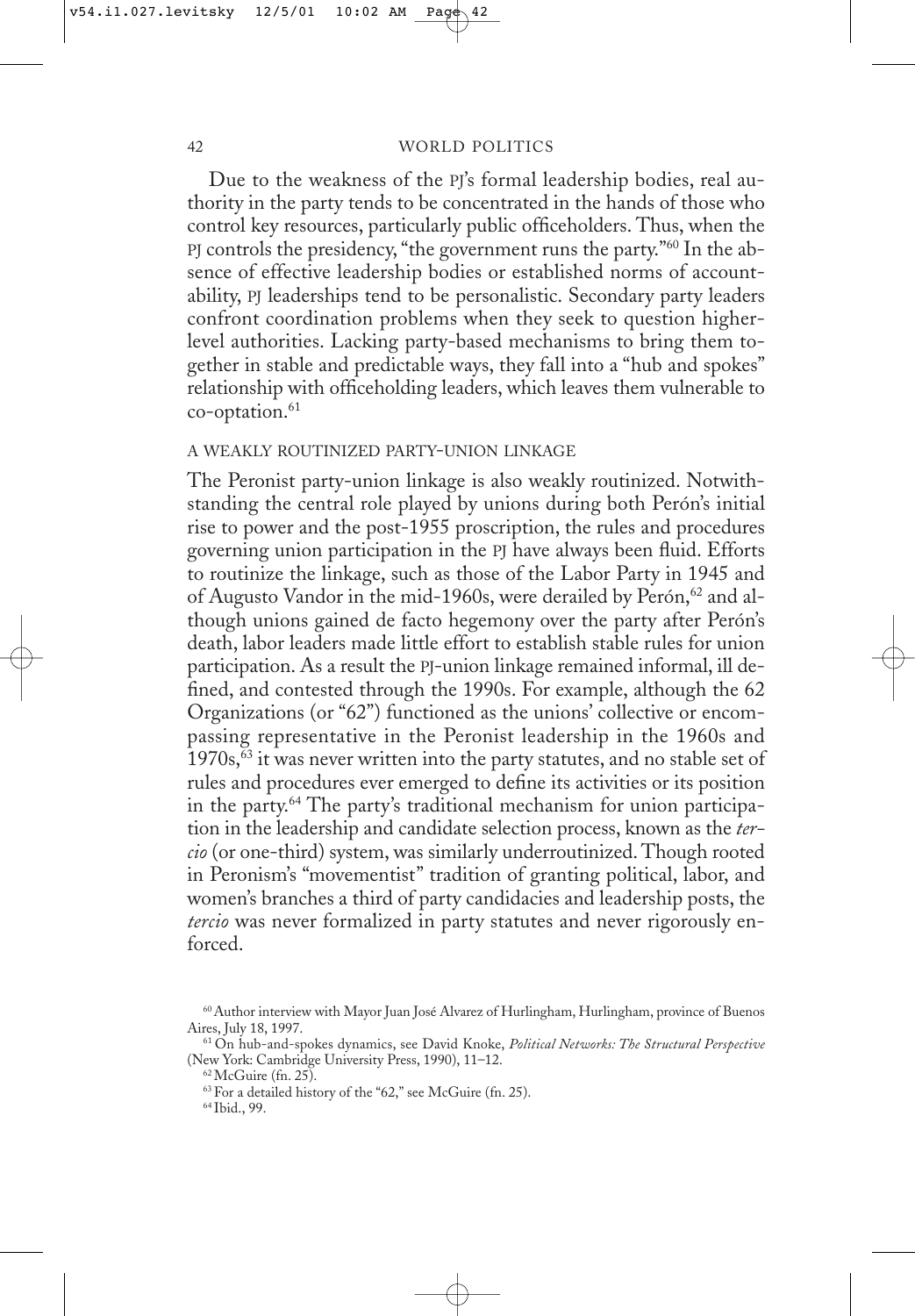Due to the weakness of the PJ's formal leadership bodies, real authority in the party tends to be concentrated in the hands of those who control key resources, particularly public officeholders. Thus, when the PJ controls the presidency, "the government runs the party."[60] In the absence of effective leadership bodies or established norms of accountability, PJ leaderships tend to be personalistic. Secondary party leaders confront coordination problems when they seek to question higher-level authorities. Lacking party-based mechanisms to bring them together in stable and predictable ways, they fall into a "hub and spokes" relationship with officeholding leaders, which leaves them vulnerable to co-optation.[61]

### A WEAKLY ROUTINIZED PARTY-UNION LINKAGE

The Peronist party-union linkage is also weakly routinized. Notwithstanding the central role played by unions during both Perón's initial rise to power and the post-1955 proscription, the rules and procedures governing union participation in the PJ have always been fluid. Efforts to routinize the linkage, such as those of the Labor Party in 1945 and of Augusto Vandor in the mid-1960s, were derailed by Perón,[62] and although unions gained de facto hegemony over the party after Perón's death, labor leaders made little effort to establish stable rules for union participation. As a result the PJ-union linkage remained informal, ill defined, and contested through the 1990s. For example, although the 62 Organizations (or "62") functioned as the unions' collective or encompassing representative in the Peronist leadership in the 1960s and 1970s,[63] it was never written into the party statutes, and no stable set of rules and procedures ever emerged to define its activities or its position in the party.[64] The party's traditional mechanism for union participation in the leadership and candidate selection process, known as the *tercio* (or one-third) system, was similarly underroutinized. Though rooted in Peronism's "movementist" tradition of granting political, labor, and women's branches a third of party candidacies and leadership posts, the *tercio* was never formalized in party statutes and never rigorously enforced.

[60] Author interview with Mayor Juan José Alvarez of Hurlingham, Hurlingham, province of Buenos Aires, July 18, 1997.

[61] On hub-and-spokes dynamics, see David Knoke, *Political Networks: The Structural Perspective* (New York: Cambridge University Press, 1990), 11–12.

[62] McGuire (fn. 25).

[63] For a detailed history of the "62," see McGuire (fn. 25).

[64] Ibid., 99.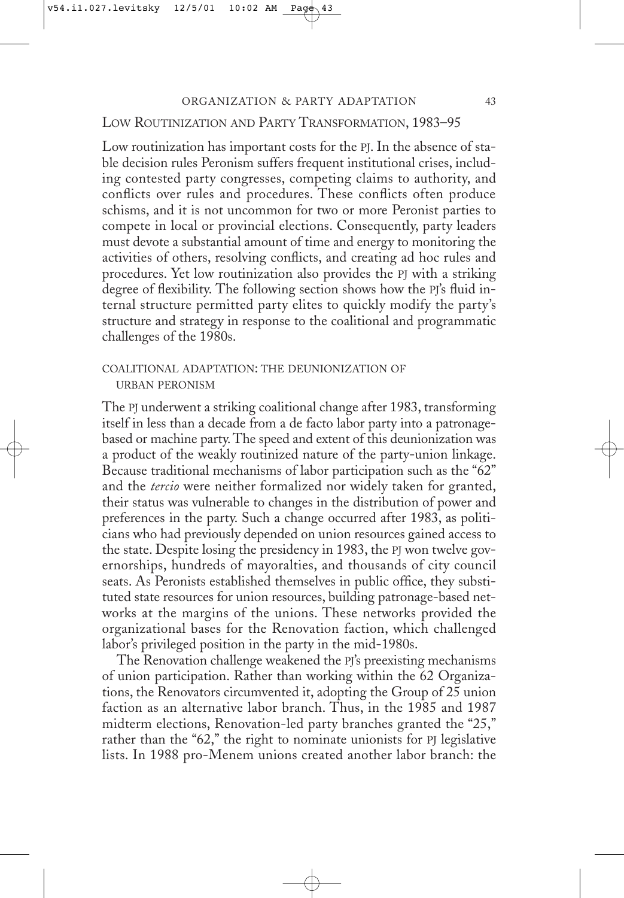## Low Routinization and Party Transformation, 1983–95

Low routinization has important costs for the PJ. In the absence of stable decision rules Peronism suffers frequent institutional crises, including contested party congresses, competing claims to authority, and conflicts over rules and procedures. These conflicts often produce schisms, and it is not uncommon for two or more Peronist parties to compete in local or provincial elections. Consequently, party leaders must devote a substantial amount of time and energy to monitoring the activities of others, resolving conflicts, and creating ad hoc rules and procedures. Yet low routinization also provides the PJ with a striking degree of flexibility. The following section shows how the PJ's fluid internal structure permitted party elites to quickly modify the party's structure and strategy in response to the coalitional and programmatic challenges of the 1980s.

### Coalitional Adaptation: The Deunionization of Urban Peronism

The PJ underwent a striking coalitional change after 1983, transforming itself in less than a decade from a de facto labor party into a patronage-based or machine party. The speed and extent of this deunionization was a product of the weakly routinized nature of the party-union linkage. Because traditional mechanisms of labor participation such as the "62" and the *tercio* were neither formalized nor widely taken for granted, their status was vulnerable to changes in the distribution of power and preferences in the party. Such a change occurred after 1983, as politicians who had previously depended on union resources gained access to the state. Despite losing the presidency in 1983, the PJ won twelve governorships, hundreds of mayoralties, and thousands of city council seats. As Peronists established themselves in public office, they substituted state resources for union resources, building patronage-based networks at the margins of the unions. These networks provided the organizational bases for the Renovation faction, which challenged labor's privileged position in the party in the mid-1980s.

The Renovation challenge weakened the PJ's preexisting mechanisms of union participation. Rather than working within the 62 Organizations, the Renovators circumvented it, adopting the Group of 25 union faction as an alternative labor branch. Thus, in the 1985 and 1987 midterm elections, Renovation-led party branches granted the "25," rather than the "62," the right to nominate unionists for PJ legislative lists. In 1988 pro-Menem unions created another labor branch: the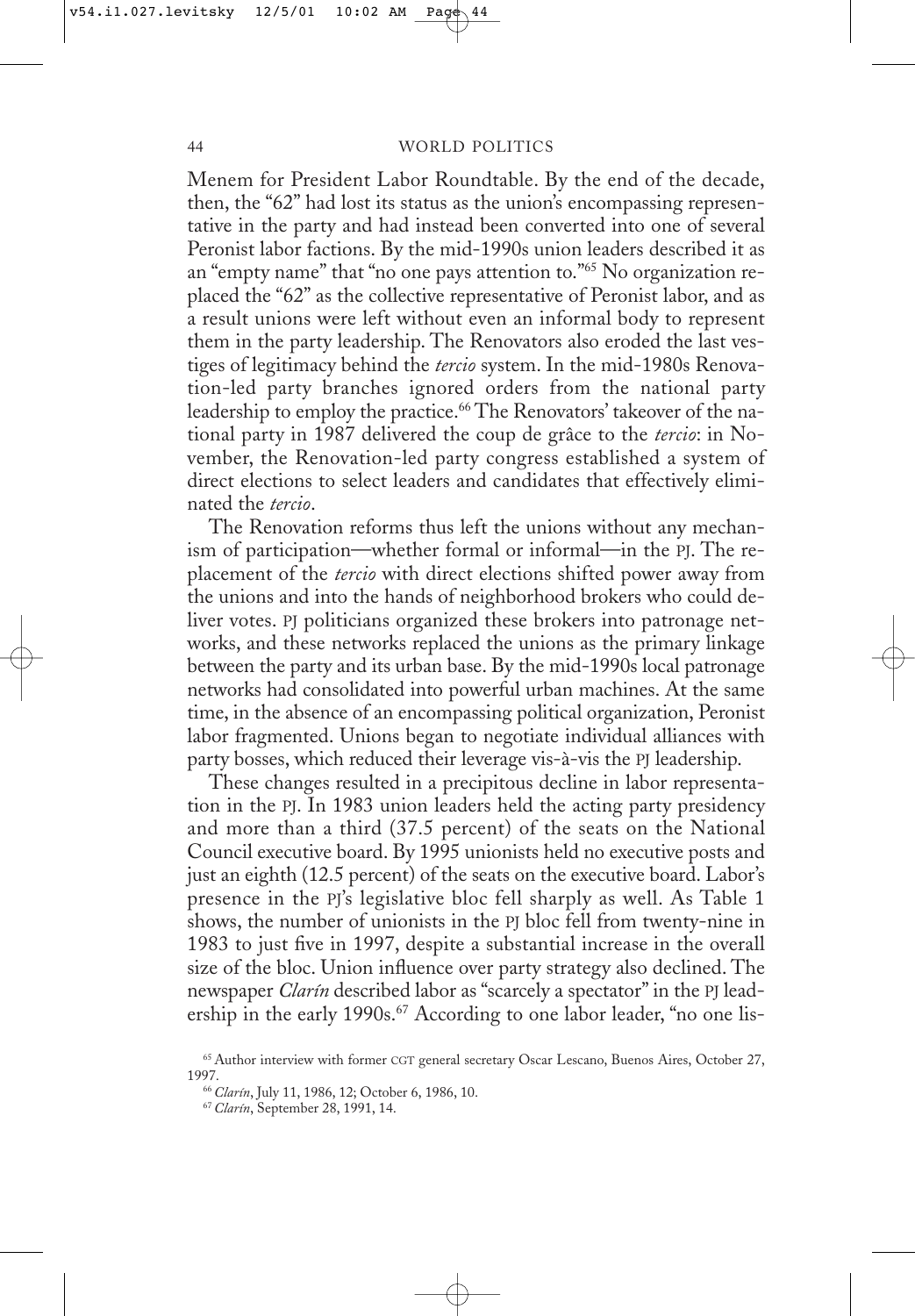Menem for President Labor Roundtable. By the end of the decade, then, the "62" had lost its status as the union's encompassing representative in the party and had instead been converted into one of several Peronist labor factions. By the mid-1990s union leaders described it as an "empty name" that "no one pays attention to."[65] No organization replaced the "62" as the collective representative of Peronist labor, and as a result unions were left without even an informal body to represent them in the party leadership. The Renovators also eroded the last vestiges of legitimacy behind the *tercio* system. In the mid-1980s Renovation-led party branches ignored orders from the national party leadership to employ the practice.[66] The Renovators' takeover of the national party in 1987 delivered the coup de grâce to the *tercio*: in November, the Renovation-led party congress established a system of direct elections to select leaders and candidates that effectively eliminated the *tercio*.

The Renovation reforms thus left the unions without any mechanism of participation—whether formal or informal—in the PJ. The replacement of the *tercio* with direct elections shifted power away from the unions and into the hands of neighborhood brokers who could deliver votes. PJ politicians organized these brokers into patronage networks, and these networks replaced the unions as the primary linkage between the party and its urban base. By the mid-1990s local patronage networks had consolidated into powerful urban machines. At the same time, in the absence of an encompassing political organization, Peronist labor fragmented. Unions began to negotiate individual alliances with party bosses, which reduced their leverage vis-à-vis the PJ leadership.

These changes resulted in a precipitous decline in labor representation in the PJ. In 1983 union leaders held the acting party presidency and more than a third (37.5 percent) of the seats on the National Council executive board. By 1995 unionists held no executive posts and just an eighth (12.5 percent) of the seats on the executive board. Labor's presence in the PJ's legislative bloc fell sharply as well. As Table 1 shows, the number of unionists in the PJ bloc fell from twenty-nine in 1983 to just five in 1997, despite a substantial increase in the overall size of the bloc. Union influence over party strategy also declined. The newspaper *Clarín* described labor as "scarcely a spectator" in the PJ leadership in the early 1990s.[67] According to one labor leader, "no one lis-

[65] Author interview with former CGT general secretary Oscar Lescano, Buenos Aires, October 27, 1997.

[66] *Clarín*, July 11, 1986, 12; October 6, 1986, 10.

[67] *Clarín*, September 28, 1991, 14.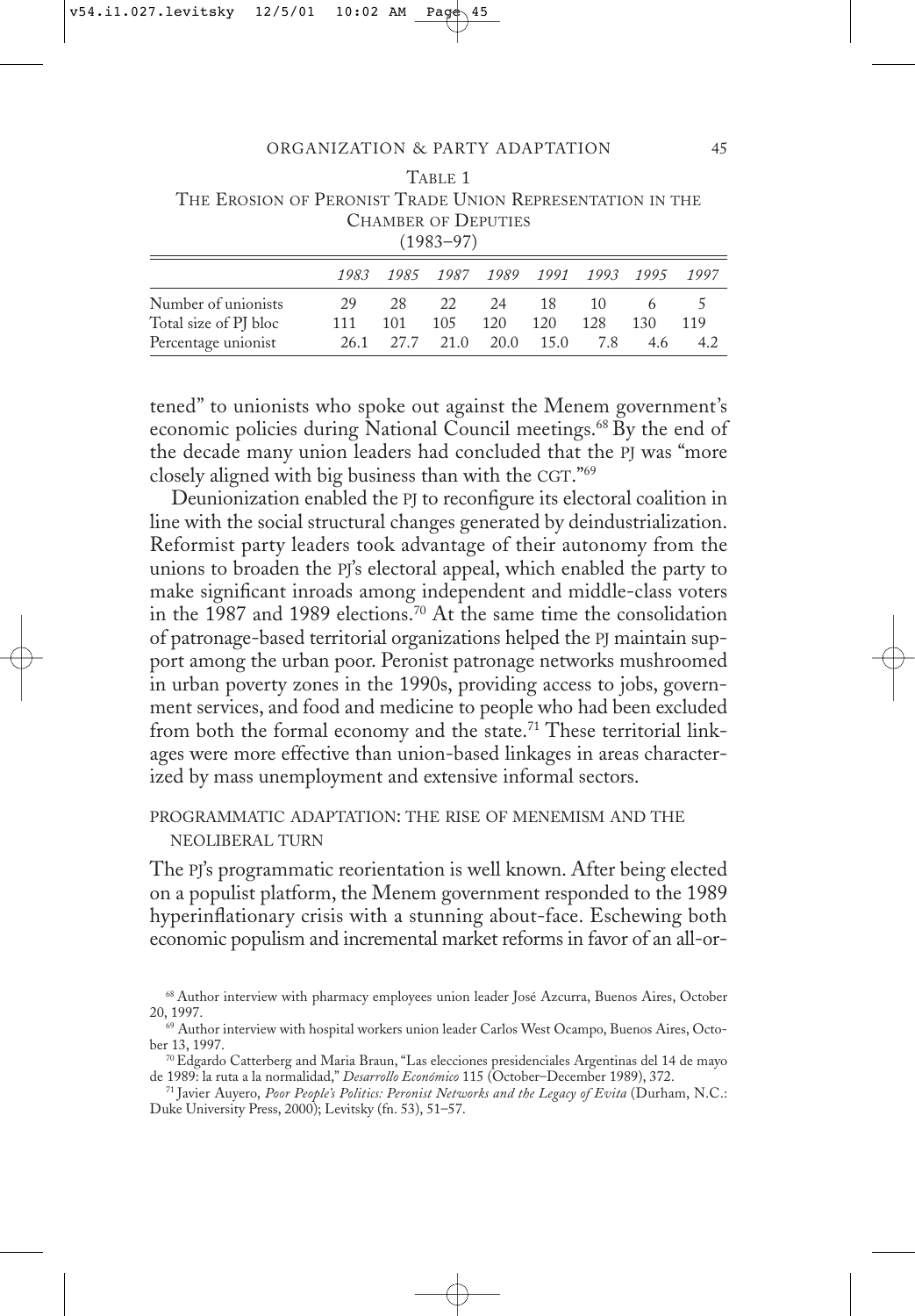Table 1
The Erosion of Peronist Trade Union Representation in the Chamber of Deputies
(1983–97)

| | *1983* | *1985* | *1987* | *1989* | *1991* | *1993* | *1995* | *1997* |
|---|---|---|---|---|---|---|---|---|
| Number of unionists | 29 | 28 | 22 | 24 | 18 | 10 | 6 | 5 |
| Total size of PJ bloc | 111 | 101 | 105 | 120 | 120 | 128 | 130 | 119 |
| Percentage unionist | 26.1 | 27.7 | 21.0 | 20.0 | 15.0 | 7.8 | 4.6 | 4.2 |

tened" to unionists who spoke out against the Menem government's economic policies during National Council meetings.[68] By the end of the decade many union leaders had concluded that the PJ was "more closely aligned with big business than with the CGT."[69]

Deunionization enabled the PJ to reconfigure its electoral coalition in line with the social structural changes generated by deindustrialization. Reformist party leaders took advantage of their autonomy from the unions to broaden the PJ's electoral appeal, which enabled the party to make significant inroads among independent and middle-class voters in the 1987 and 1989 elections.[70] At the same time the consolidation of patronage-based territorial organizations helped the PJ maintain support among the urban poor. Peronist patronage networks mushroomed in urban poverty zones in the 1990s, providing access to jobs, government services, and food and medicine to people who had been excluded from both the formal economy and the state.[71] These territorial linkages were more effective than union-based linkages in areas characterized by mass unemployment and extensive informal sectors.

### Programmatic Adaptation: The Rise of Menemism and the Neoliberal Turn

The PJ's programmatic reorientation is well known. After being elected on a populist platform, the Menem government responded to the 1989 hyperinflationary crisis with a stunning about-face. Eschewing both economic populism and incremental market reforms in favor of an all-or-

[68] Author interview with pharmacy employees union leader José Azcurra, Buenos Aires, October 20, 1997.

[69] Author interview with hospital workers union leader Carlos West Ocampo, Buenos Aires, October 13, 1997.

[70] Edgardo Catterberg and Maria Braun, "Las elecciones presidenciales Argentinas del 14 de mayo de 1989: la ruta a la normalidad," *Desarrollo Económico* 115 (October–December 1989), 372.

[71] Javier Auyero, *Poor People's Politics: Peronist Networks and the Legacy of Evita* (Durham, N.C.: Duke University Press, 2000); Levitsky (fn. 53), 51–57.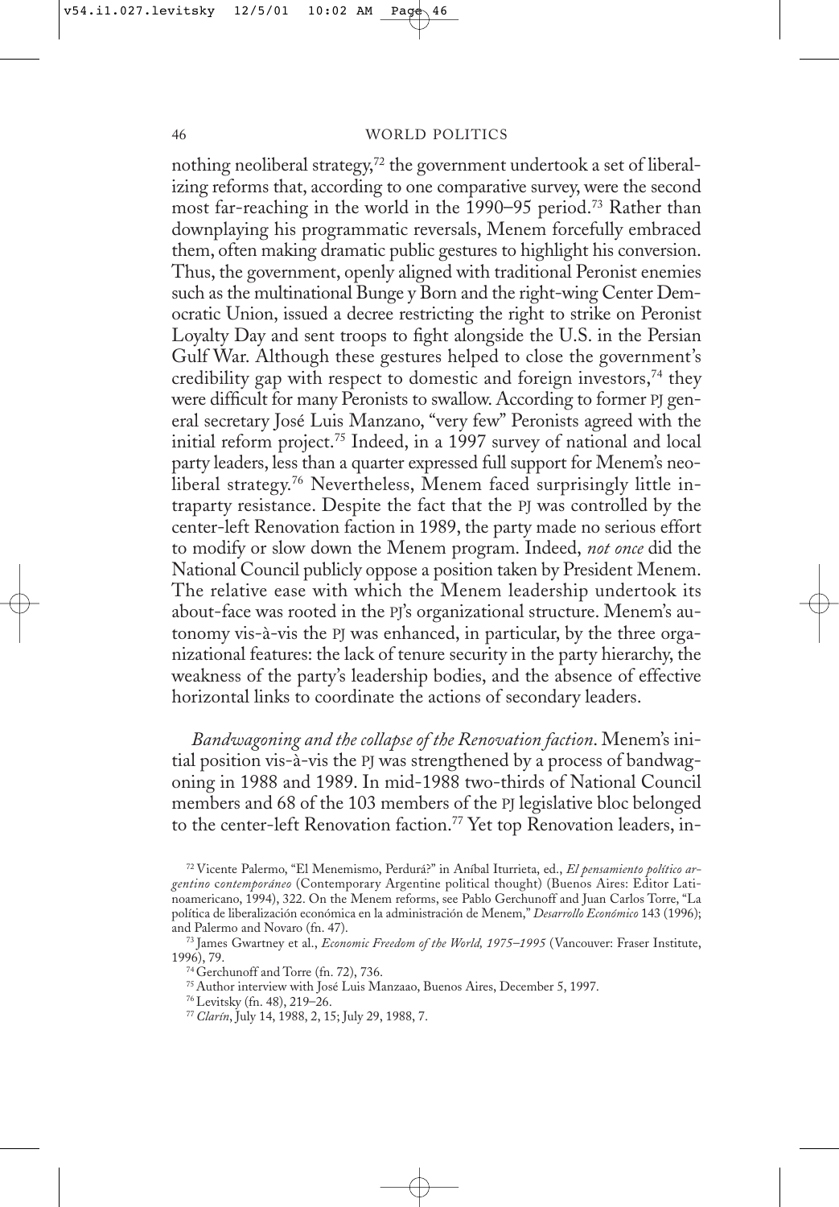nothing neoliberal strategy,[72] the government undertook a set of liberalizing reforms that, according to one comparative survey, were the second most far-reaching in the world in the 1990–95 period.[73] Rather than downplaying his programmatic reversals, Menem forcefully embraced them, often making dramatic public gestures to highlight his conversion. Thus, the government, openly aligned with traditional Peronist enemies such as the multinational Bunge y Born and the right-wing Center Democratic Union, issued a decree restricting the right to strike on Peronist Loyalty Day and sent troops to fight alongside the U.S. in the Persian Gulf War. Although these gestures helped to close the government's credibility gap with respect to domestic and foreign investors,[74] they were difficult for many Peronists to swallow. According to former PJ general secretary José Luis Manzano, "very few" Peronists agreed with the initial reform project.[75] Indeed, in a 1997 survey of national and local party leaders, less than a quarter expressed full support for Menem's neoliberal strategy.[76] Nevertheless, Menem faced surprisingly little intraparty resistance. Despite the fact that the PJ was controlled by the center-left Renovation faction in 1989, the party made no serious effort to modify or slow down the Menem program. Indeed, *not once* did the National Council publicly oppose a position taken by President Menem. The relative ease with which the Menem leadership undertook its about-face was rooted in the PJ's organizational structure. Menem's autonomy vis-à-vis the PJ was enhanced, in particular, by the three organizational features: the lack of tenure security in the party hierarchy, the weakness of the party's leadership bodies, and the absence of effective horizontal links to coordinate the actions of secondary leaders.

*Bandwagoning and the collapse of the Renovation faction*. Menem's initial position vis-à-vis the PJ was strengthened by a process of bandwagoning in 1988 and 1989. In mid-1988 two-thirds of National Council members and 68 of the 103 members of the PJ legislative bloc belonged to the center-left Renovation faction.[77] Yet top Renovation leaders, in-

[72] Vicente Palermo, "El Menemismo, Perdurá?" in Aníbal Iturrieta, ed., *El pensamiento político argentino contemporáneo* (Contemporary Argentine political thought) (Buenos Aires: Editor Latinoamericano, 1994), 322. On the Menem reforms, see Pablo Gerchunoff and Juan Carlos Torre, "La política de liberalización económica en la administración de Menem," *Desarrollo Económico* 143 (1996); and Palermo and Novaro (fn. 47).

[73] James Gwartney et al., *Economic Freedom of the World, 1975–1995* (Vancouver: Fraser Institute, 1996), 79.

[74] Gerchunoff and Torre (fn. 72), 736.

[75] Author interview with José Luis Manzaao, Buenos Aires, December 5, 1997.

[76] Levitsky (fn. 48), 219–26.

[77] *Clarín*, July 14, 1988, 2, 15; July 29, 1988, 7.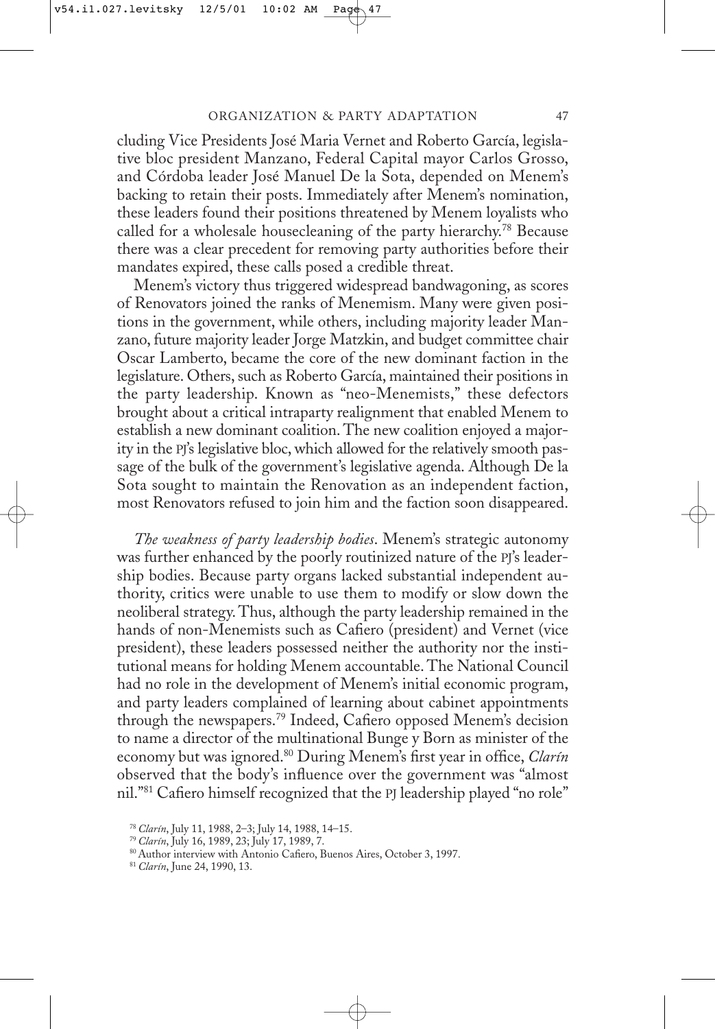cluding Vice Presidents José Maria Vernet and Roberto García, legislative bloc president Manzano, Federal Capital mayor Carlos Grosso, and Córdoba leader José Manuel De la Sota, depended on Menem's backing to retain their posts. Immediately after Menem's nomination, these leaders found their positions threatened by Menem loyalists who called for a wholesale housecleaning of the party hierarchy.[78] Because there was a clear precedent for removing party authorities before their mandates expired, these calls posed a credible threat.

Menem's victory thus triggered widespread bandwagoning, as scores of Renovators joined the ranks of Menemism. Many were given positions in the government, while others, including majority leader Manzano, future majority leader Jorge Matzkin, and budget committee chair Oscar Lamberto, became the core of the new dominant faction in the legislature. Others, such as Roberto García, maintained their positions in the party leadership. Known as "neo-Menemists," these defectors brought about a critical intraparty realignment that enabled Menem to establish a new dominant coalition. The new coalition enjoyed a majority in the PJ's legislative bloc, which allowed for the relatively smooth passage of the bulk of the government's legislative agenda. Although De la Sota sought to maintain the Renovation as an independent faction, most Renovators refused to join him and the faction soon disappeared.

*The weakness of party leadership bodies*. Menem's strategic autonomy was further enhanced by the poorly routinized nature of the PJ's leadership bodies. Because party organs lacked substantial independent authority, critics were unable to use them to modify or slow down the neoliberal strategy. Thus, although the party leadership remained in the hands of non-Menemists such as Cafiero (president) and Vernet (vice president), these leaders possessed neither the authority nor the institutional means for holding Menem accountable. The National Council had no role in the development of Menem's initial economic program, and party leaders complained of learning about cabinet appointments through the newspapers.[79] Indeed, Cafiero opposed Menem's decision to name a director of the multinational Bunge y Born as minister of the economy but was ignored.[80] During Menem's first year in office, *Clarín* observed that the body's influence over the government was "almost nil."[81] Cafiero himself recognized that the PJ leadership played "no role"

[78] *Clarín*, July 11, 1988, 2–3; July 14, 1988, 14–15.

[79] *Clarín*, July 16, 1989, 23; July 17, 1989, 7.

[80] Author interview with Antonio Cafiero, Buenos Aires, October 3, 1997.

[81] *Clarín*, June 24, 1990, 13.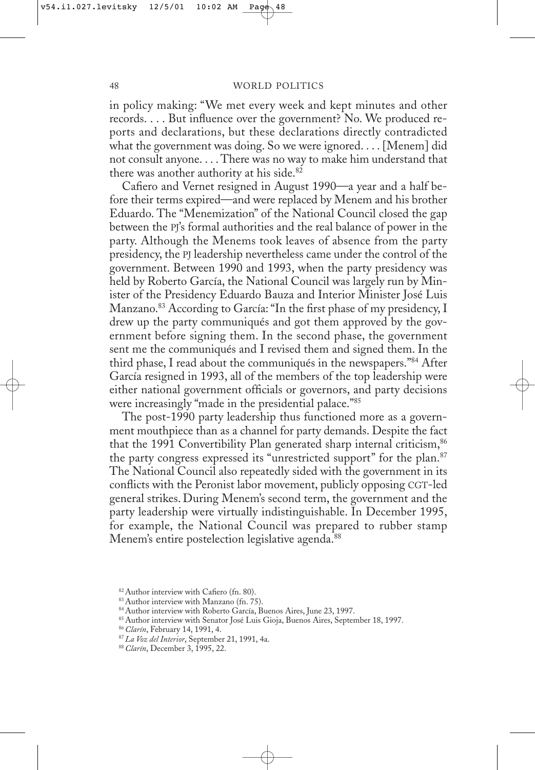in policy making: "We met every week and kept minutes and other records. . . . But influence over the government? No. We produced reports and declarations, but these declarations directly contradicted what the government was doing. So we were ignored. . . . [Menem] did not consult anyone. . . . There was no way to make him understand that there was another authority at his side.[82]

Cafiero and Vernet resigned in August 1990—a year and a half before their terms expired—and were replaced by Menem and his brother Eduardo. The "Menemization" of the National Council closed the gap between the PJ's formal authorities and the real balance of power in the party. Although the Menems took leaves of absence from the party presidency, the PJ leadership nevertheless came under the control of the government. Between 1990 and 1993, when the party presidency was held by Roberto García, the National Council was largely run by Minister of the Presidency Eduardo Bauza and Interior Minister José Luis Manzano.[83] According to García: "In the first phase of my presidency, I drew up the party communiqués and got them approved by the government before signing them. In the second phase, the government sent me the communiqués and I revised them and signed them. In the third phase, I read about the communiqués in the newspapers."[84] After García resigned in 1993, all of the members of the top leadership were either national government officials or governors, and party decisions were increasingly "made in the presidential palace."[85]

The post-1990 party leadership thus functioned more as a government mouthpiece than as a channel for party demands. Despite the fact that the 1991 Convertibility Plan generated sharp internal criticism,[86] the party congress expressed its "unrestricted support" for the plan.[87] The National Council also repeatedly sided with the government in its conflicts with the Peronist labor movement, publicly opposing CGT-led general strikes. During Menem's second term, the government and the party leadership were virtually indistinguishable. In December 1995, for example, the National Council was prepared to rubber stamp Menem's entire postelection legislative agenda.[88]

[82] Author interview with Cafiero (fn. 80).

[83] Author interview with Manzano (fn. 75).

[84] Author interview with Roberto García, Buenos Aires, June 23, 1997.

[85] Author interview with Senator José Luis Gioja, Buenos Aires, September 18, 1997.

[86] *Clarín*, February 14, 1991, 4.

[87] *La Voz del Interior*, September 21, 1991, 4a.

[88] *Clarín*, December 3, 1995, 22.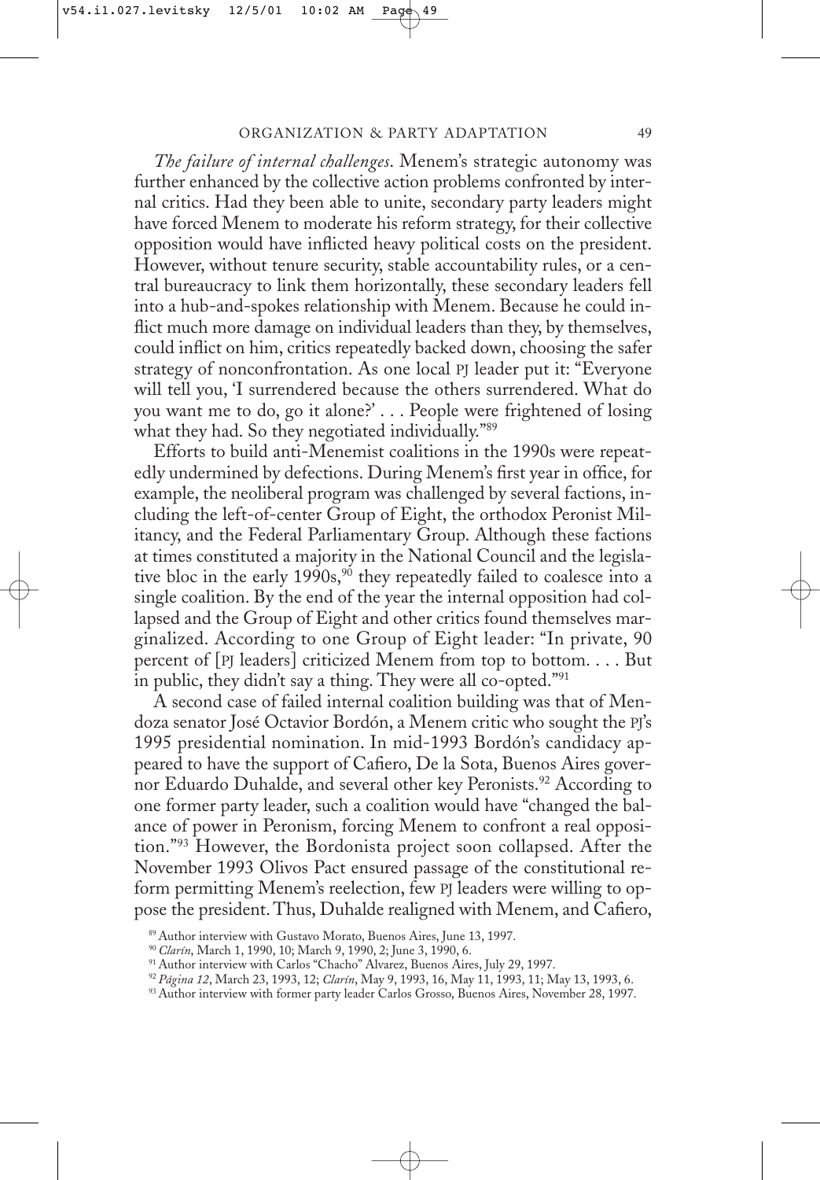*The failure of internal challenges*. Menem's strategic autonomy was further enhanced by the collective action problems confronted by internal critics. Had they been able to unite, secondary party leaders might have forced Menem to moderate his reform strategy, for their collective opposition would have inflicted heavy political costs on the president. However, without tenure security, stable accountability rules, or a central bureaucracy to link them horizontally, these secondary leaders fell into a hub-and-spokes relationship with Menem. Because he could inflict much more damage on individual leaders than they, by themselves, could inflict on him, critics repeatedly backed down, choosing the safer strategy of nonconfrontation. As one local PJ leader put it: "Everyone will tell you, 'I surrendered because the others surrendered. What do you want me to do, go it alone?' . . . People were frightened of losing what they had. So they negotiated individually."[89]

Efforts to build anti-Menemist coalitions in the 1990s were repeatedly undermined by defections. During Menem's first year in office, for example, the neoliberal program was challenged by several factions, including the left-of-center Group of Eight, the orthodox Peronist Militancy, and the Federal Parliamentary Group. Although these factions at times constituted a majority in the National Council and the legislative bloc in the early 1990s,[90] they repeatedly failed to coalesce into a single coalition. By the end of the year the internal opposition had collapsed and the Group of Eight and other critics found themselves marginalized. According to one Group of Eight leader: "In private, 90 percent of [PJ leaders] criticized Menem from top to bottom. . . . But in public, they didn't say a thing. They were all co-opted."[91]

A second case of failed internal coalition building was that of Mendoza senator José Octavior Bordón, a Menem critic who sought the PJ's 1995 presidential nomination. In mid-1993 Bordón's candidacy appeared to have the support of Cafiero, De la Sota, Buenos Aires governor Eduardo Duhalde, and several other key Peronists.[92] According to one former party leader, such a coalition would have "changed the balance of power in Peronism, forcing Menem to confront a real opposition."[93] However, the Bordonista project soon collapsed. After the November 1993 Olivos Pact ensured passage of the constitutional reform permitting Menem's reelection, few PJ leaders were willing to oppose the president. Thus, Duhalde realigned with Menem, and Cafiero,

[89] Author interview with Gustavo Morato, Buenos Aires, June 13, 1997.

[90] *Clarín*, March 1, 1990, 10; March 9, 1990, 2; June 3, 1990, 6.

[91] Author interview with Carlos "Chacho" Alvarez, Buenos Aires, July 29, 1997.

[92] *Página 12*, March 23, 1993, 12; *Clarín*, May 9, 1993, 16, May 11, 1993, 11; May 13, 1993, 6.

[93] Author interview with former party leader Carlos Grosso, Buenos Aires, November 28, 1997.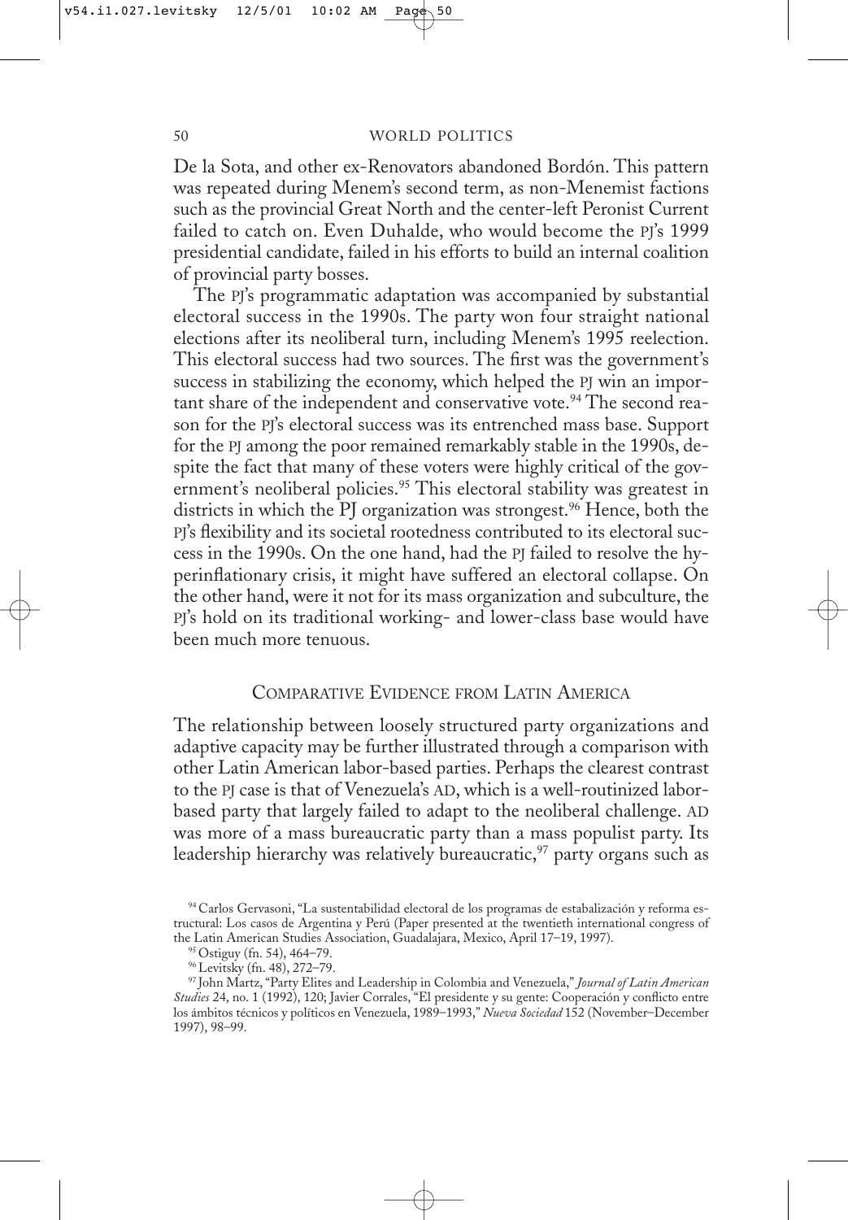De la Sota, and other ex-Renovators abandoned Bordón. This pattern was repeated during Menem's second term, as non-Menemist factions such as the provincial Great North and the center-left Peronist Current failed to catch on. Even Duhalde, who would become the PJ's 1999 presidential candidate, failed in his efforts to build an internal coalition of provincial party bosses.

The PJ's programmatic adaptation was accompanied by substantial electoral success in the 1990s. The party won four straight national elections after its neoliberal turn, including Menem's 1995 reelection. This electoral success had two sources. The first was the government's success in stabilizing the economy, which helped the PJ win an important share of the independent and conservative vote.[94] The second reason for the PJ's electoral success was its entrenched mass base. Support for the PJ among the poor remained remarkably stable in the 1990s, despite the fact that many of these voters were highly critical of the government's neoliberal policies.[95] This electoral stability was greatest in districts in which the PJ organization was strongest.[96] Hence, both the PJ's flexibility and its societal rootedness contributed to its electoral success in the 1990s. On the one hand, had the PJ failed to resolve the hyperinflationary crisis, it might have suffered an electoral collapse. On the other hand, were it not for its mass organization and subculture, the PJ's hold on its traditional working- and lower-class base would have been much more tenuous.

## Comparative Evidence from Latin America

The relationship between loosely structured party organizations and adaptive capacity may be further illustrated through a comparison with other Latin American labor-based parties. Perhaps the clearest contrast to the PJ case is that of Venezuela's AD, which is a well-routinized labor-based party that largely failed to adapt to the neoliberal challenge. AD was more of a mass bureaucratic party than a mass populist party. Its leadership hierarchy was relatively bureaucratic,[97] party organs such as

---

[94] Carlos Gervasoni, "La sustentabilidad electoral de los programas de estabalización y reforma estructural: Los casos de Argentina y Perú (Paper presented at the twentieth international congress of the Latin American Studies Association, Guadalajara, Mexico, April 17–19, 1997).

[95] Ostiguy (fn. 54), 464–79.

[96] Levitsky (fn. 48), 272–79.

[97] John Martz, "Party Elites and Leadership in Colombia and Venezuela," *Journal of Latin American Studies* 24, no. 1 (1992), 120; Javier Corrales, "El presidente y su gente: Cooperación y conflicto entre los ámbitos técnicos y políticos en Venezuela, 1989–1993," *Nueva Sociedad* 152 (November–December 1997), 98–99.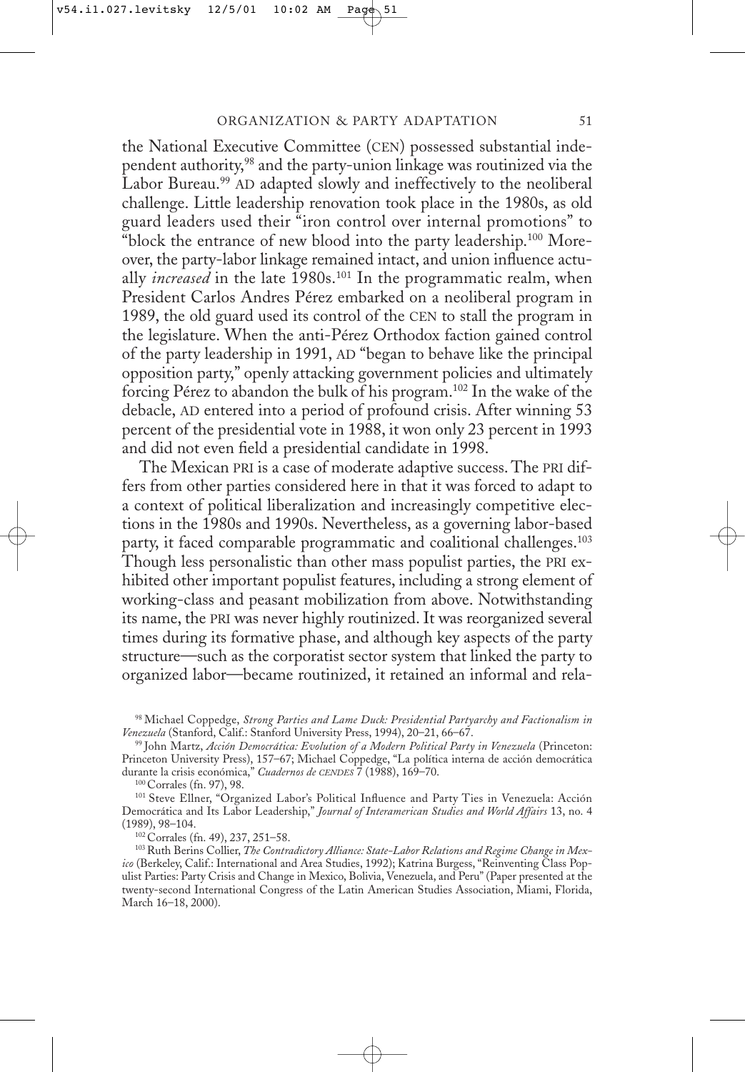the National Executive Committee (CEN) possessed substantial independent authority,[98] and the party-union linkage was routinized via the Labor Bureau.[99] AD adapted slowly and ineffectively to the neoliberal challenge. Little leadership renovation took place in the 1980s, as old guard leaders used their "iron control over internal promotions" to "block the entrance of new blood into the party leadership.[100] Moreover, the party-labor linkage remained intact, and union influence actually *increased* in the late 1980s.[101] In the programmatic realm, when President Carlos Andres Pérez embarked on a neoliberal program in 1989, the old guard used its control of the CEN to stall the program in the legislature. When the anti-Pérez Orthodox faction gained control of the party leadership in 1991, AD "began to behave like the principal opposition party," openly attacking government policies and ultimately forcing Pérez to abandon the bulk of his program.[102] In the wake of the debacle, AD entered into a period of profound crisis. After winning 53 percent of the presidential vote in 1988, it won only 23 percent in 1993 and did not even field a presidential candidate in 1998.

The Mexican PRI is a case of moderate adaptive success. The PRI differs from other parties considered here in that it was forced to adapt to a context of political liberalization and increasingly competitive elections in the 1980s and 1990s. Nevertheless, as a governing labor-based party, it faced comparable programmatic and coalitional challenges.[103] Though less personalistic than other mass populist parties, the PRI exhibited other important populist features, including a strong element of working-class and peasant mobilization from above. Notwithstanding its name, the PRI was never highly routinized. It was reorganized several times during its formative phase, and although key aspects of the party structure—such as the corporatist sector system that linked the party to organized labor—became routinized, it retained an informal and rela-

[98] Michael Coppedge, *Strong Parties and Lame Duck: Presidential Partyarchy and Factionalism in Venezuela* (Stanford, Calif.: Stanford University Press, 1994), 20–21, 66–67.

[99] John Martz, *Acción Democrática: Evolution of a Modern Political Party in Venezuela* (Princeton: Princeton University Press), 157–67; Michael Coppedge, "La política interna de acción democrática durante la crisis económica," *Cuadernos de CENDES* 7 (1988), 169–70.

[100] Corrales (fn. 97), 98.

[101] Steve Ellner, "Organized Labor's Political Influence and Party Ties in Venezuela: Acción Democrática and Its Labor Leadership," *Journal of Interamerican Studies and World Affairs* 13, no. 4 (1989), 98–104.

[102] Corrales (fn. 49), 237, 251–58.

[103] Ruth Berins Collier, *The Contradictory Alliance: State-Labor Relations and Regime Change in Mexico* (Berkeley, Calif.: International and Area Studies, 1992); Katrina Burgess, "Reinventing Class Populist Parties: Party Crisis and Change in Mexico, Bolivia, Venezuela, and Peru" (Paper presented at the twenty-second International Congress of the Latin American Studies Association, Miami, Florida, March 16–18, 2000).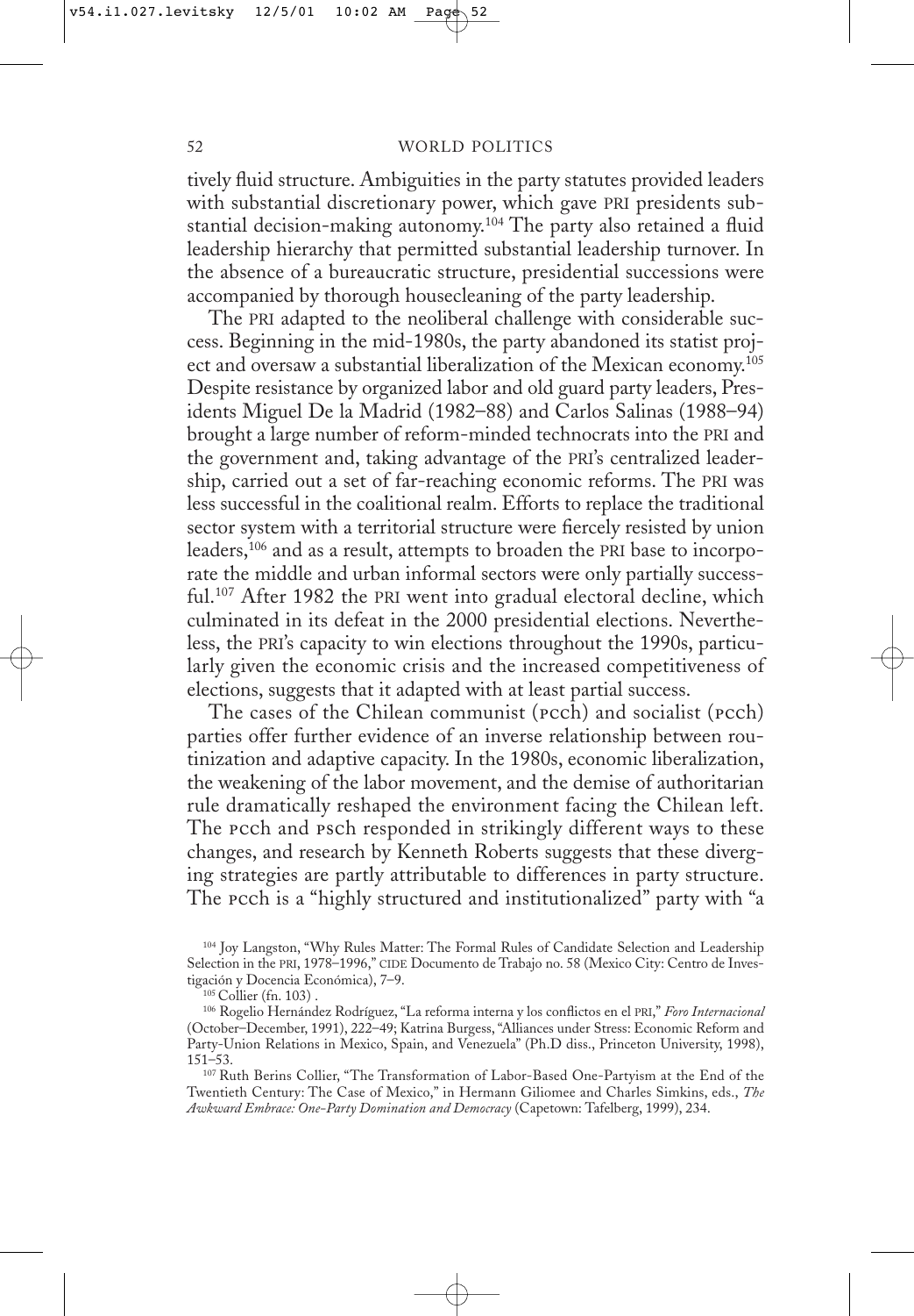tively fluid structure. Ambiguities in the party statutes provided leaders with substantial discretionary power, which gave PRI presidents substantial decision-making autonomy.[104] The party also retained a fluid leadership hierarchy that permitted substantial leadership turnover. In the absence of a bureaucratic structure, presidential successions were accompanied by thorough housecleaning of the party leadership.

The PRI adapted to the neoliberal challenge with considerable success. Beginning in the mid-1980s, the party abandoned its statist project and oversaw a substantial liberalization of the Mexican economy.[105] Despite resistance by organized labor and old guard party leaders, Presidents Miguel De la Madrid (1982–88) and Carlos Salinas (1988–94) brought a large number of reform-minded technocrats into the PRI and the government and, taking advantage of the PRI's centralized leadership, carried out a set of far-reaching economic reforms. The PRI was less successful in the coalitional realm. Efforts to replace the traditional sector system with a territorial structure were fiercely resisted by union leaders,[106] and as a result, attempts to broaden the PRI base to incorporate the middle and urban informal sectors were only partially successful.[107] After 1982 the PRI went into gradual electoral decline, which culminated in its defeat in the 2000 presidential elections. Nevertheless, the PRI's capacity to win elections throughout the 1990s, particularly given the economic crisis and the increased competitiveness of elections, suggests that it adapted with at least partial success.

The cases of the Chilean communist (PCch) and socialist (PCch) parties offer further evidence of an inverse relationship between routinization and adaptive capacity. In the 1980s, economic liberalization, the weakening of the labor movement, and the demise of authoritarian rule dramatically reshaped the environment facing the Chilean left. The PCch and PSch responded in strikingly different ways to these changes, and research by Kenneth Roberts suggests that these diverging strategies are partly attributable to differences in party structure. The PCch is a "highly structured and institutionalized" party with "a

[104] Joy Langston, "Why Rules Matter: The Formal Rules of Candidate Selection and Leadership Selection in the PRI, 1978–1996," CIDE Documento de Trabajo no. 58 (Mexico City: Centro de Investigación y Docencia Económica), 7–9.

[105] Collier (fn. 103) .

[106] Rogelio Hernández Rodríguez, "La reforma interna y los conflictos en el PRI," *Foro Internacional* (October–December, 1991), 222–49; Katrina Burgess, "Alliances under Stress: Economic Reform and Party-Union Relations in Mexico, Spain, and Venezuela" (Ph.D diss., Princeton University, 1998), 151–53.

[107] Ruth Berins Collier, "The Transformation of Labor-Based One-Partyism at the End of the Twentieth Century: The Case of Mexico," in Hermann Giliomee and Charles Simkins, eds., *The Awkward Embrace: One-Party Domination and Democracy* (Capetown: Tafelberg, 1999), 234.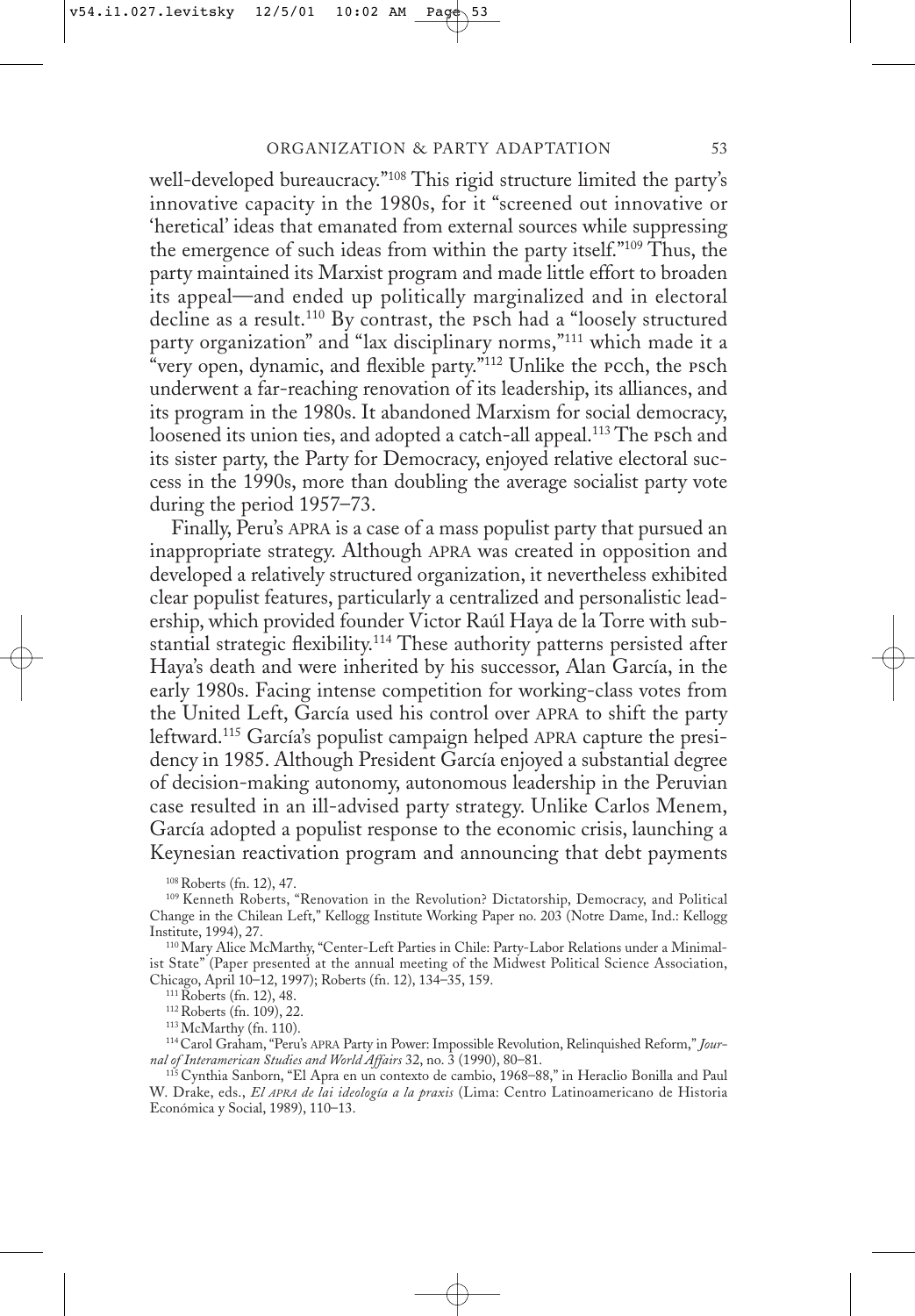well-developed bureaucracy."[108] This rigid structure limited the party's innovative capacity in the 1980s, for it "screened out innovative or 'heretical' ideas that emanated from external sources while suppressing the emergence of such ideas from within the party itself."[109] Thus, the party maintained its Marxist program and made little effort to broaden its appeal—and ended up politically marginalized and in electoral decline as a result.[110] By contrast, the PSch had a "loosely structured party organization" and "lax disciplinary norms,"[111] which made it a "very open, dynamic, and flexible party."[112] Unlike the PCch, the PSch underwent a far-reaching renovation of its leadership, its alliances, and its program in the 1980s. It abandoned Marxism for social democracy, loosened its union ties, and adopted a catch-all appeal.[113] The PSch and its sister party, the Party for Democracy, enjoyed relative electoral success in the 1990s, more than doubling the average socialist party vote during the period 1957–73.

Finally, Peru's APRA is a case of a mass populist party that pursued an inappropriate strategy. Although APRA was created in opposition and developed a relatively structured organization, it nevertheless exhibited clear populist features, particularly a centralized and personalistic leadership, which provided founder Victor Raúl Haya de la Torre with substantial strategic flexibility.[114] These authority patterns persisted after Haya's death and were inherited by his successor, Alan García, in the early 1980s. Facing intense competition for working-class votes from the United Left, García used his control over APRA to shift the party leftward.[115] García's populist campaign helped APRA capture the presidency in 1985. Although President García enjoyed a substantial degree of decision-making autonomy, autonomous leadership in the Peruvian case resulted in an ill-advised party strategy. Unlike Carlos Menem, García adopted a populist response to the economic crisis, launching a Keynesian reactivation program and announcing that debt payments

[108] Roberts (fn. 12), 47.

[109] Kenneth Roberts, "Renovation in the Revolution? Dictatorship, Democracy, and Political Change in the Chilean Left," Kellogg Institute Working Paper no. 203 (Notre Dame, Ind.: Kellogg Institute, 1994), 27.

[110] Mary Alice McMarthy, "Center-Left Parties in Chile: Party-Labor Relations under a Minimalist State" (Paper presented at the annual meeting of the Midwest Political Science Association, Chicago, April 10–12, 1997); Roberts (fn. 12), 134–35, 159.

[111] Roberts (fn. 12), 48.

[112] Roberts (fn. 109), 22.

[113] McMarthy (fn. 110).

[114] Carol Graham, "Peru's APRA Party in Power: Impossible Revolution, Relinquished Reform," *Journal of Interamerican Studies and World Affairs* 32, no. 3 (1990), 80–81.

[115] Cynthia Sanborn, "El Apra en un contexto de cambio, 1968–88," in Heraclio Bonilla and Paul W. Drake, eds., *El APRA de lai ideología a la praxis* (Lima: Centro Latinoamericano de Historia Económica y Social, 1989), 110–13.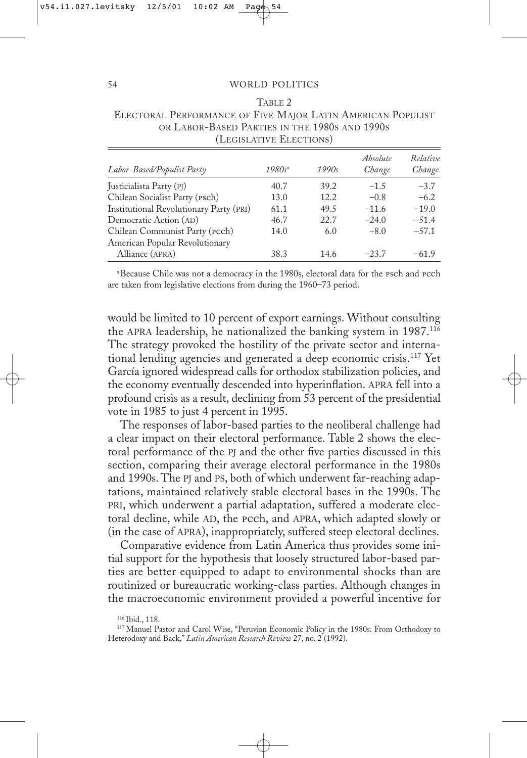TABLE 2
ELECTORAL PERFORMANCE OF FIVE MAJOR LATIN AMERICAN POPULIST OR LABOR-BASED PARTIES IN THE 1980S AND 1990S
(LEGISLATIVE ELECTIONS)

| *Labor-Based/Populist Party* | *1980s*[a] | *1990s* | *Absolute Change* | *Relative Change* |
|---|---|---|---|---|
| Justicialista Party (PJ) | 40.7 | 39.2 | −1.5 | −3.7 |
| Chilean Socialist Party (PSch) | 13.0 | 12.2 | −0.8 | −6.2 |
| Institutional Revolutionary Party (PRI) | 61.1 | 49.5 | −11.6 | −19.0 |
| Democratic Action (AD) | 46.7 | 22.7 | −24.0 | −51.4 |
| Chilean Communist Party (PCch) | 14.0 | 6.0 | −8.0 | −57.1 |
| American Popular Revolutionary Alliance (APRA) | 38.3 | 14.6 | −23.7 | −61.9 |

[a] Because Chile was not a democracy in the 1980s, electoral data for the PSch and PCch are taken from legislative elections from during the 1960–73 period.

would be limited to 10 percent of export earnings. Without consulting the APRA leadership, he nationalized the banking system in 1987.[116] The strategy provoked the hostility of the private sector and international lending agencies and generated a deep economic crisis.[117] Yet García ignored widespread calls for orthodox stabilization policies, and the economy eventually descended into hyperinflation. APRA fell into a profound crisis as a result, declining from 53 percent of the presidential vote in 1985 to just 4 percent in 1995.

The responses of labor-based parties to the neoliberal challenge had a clear impact on their electoral performance. Table 2 shows the electoral performance of the PJ and the other five parties discussed in this section, comparing their average electoral performance in the 1980s and 1990s. The PJ and PS, both of which underwent far-reaching adaptations, maintained relatively stable electoral bases in the 1990s. The PRI, which underwent a partial adaptation, suffered a moderate electoral decline, while AD, the PCch, and APRA, which adapted slowly or (in the case of APRA), inappropriately, suffered steep electoral declines.

Comparative evidence from Latin America thus provides some initial support for the hypothesis that loosely structured labor-based parties are better equipped to adapt to environmental shocks than are routinized or bureaucratic working-class parties. Although changes in the macroeconomic environment provided a powerful incentive for

[116] Ibid., 118.

[117] Manuel Pastor and Carol Wise, "Peruvian Economic Policy in the 1980s: From Orthodoxy to Heterodoxy and Back," *Latin American Research Review* 27, no. 2 (1992).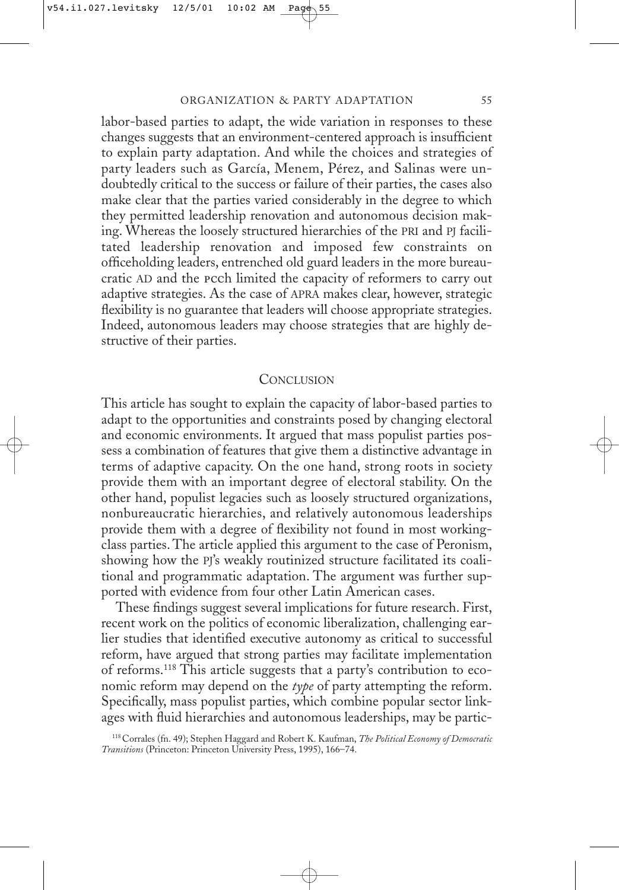labor-based parties to adapt, the wide variation in responses to these changes suggests that an environment-centered approach is insufficient to explain party adaptation. And while the choices and strategies of party leaders such as García, Menem, Pérez, and Salinas were undoubtedly critical to the success or failure of their parties, the cases also make clear that the parties varied considerably in the degree to which they permitted leadership renovation and autonomous decision making. Whereas the loosely structured hierarchies of the PRI and PJ facilitated leadership renovation and imposed few constraints on officeholding leaders, entrenched old guard leaders in the more bureaucratic AD and the PCch limited the capacity of reformers to carry out adaptive strategies. As the case of APRA makes clear, however, strategic flexibility is no guarantee that leaders will choose appropriate strategies. Indeed, autonomous leaders may choose strategies that are highly destructive of their parties.

## Conclusion

This article has sought to explain the capacity of labor-based parties to adapt to the opportunities and constraints posed by changing electoral and economic environments. It argued that mass populist parties possess a combination of features that give them a distinctive advantage in terms of adaptive capacity. On the one hand, strong roots in society provide them with an important degree of electoral stability. On the other hand, populist legacies such as loosely structured organizations, nonbureaucratic hierarchies, and relatively autonomous leaderships provide them with a degree of flexibility not found in most working-class parties. The article applied this argument to the case of Peronism, showing how the PJ's weakly routinized structure facilitated its coalitional and programmatic adaptation. The argument was further supported with evidence from four other Latin American cases.

These findings suggest several implications for future research. First, recent work on the politics of economic liberalization, challenging earlier studies that identified executive autonomy as critical to successful reform, have argued that strong parties may facilitate implementation of reforms.[118] This article suggests that a party's contribution to economic reform may depend on the *type* of party attempting the reform. Specifically, mass populist parties, which combine popular sector linkages with fluid hierarchies and autonomous leaderships, may be partic-

[118] Corrales (fn. 49); Stephen Haggard and Robert K. Kaufman, *The Political Economy of Democratic Transitions* (Princeton: Princeton University Press, 1995), 166–74.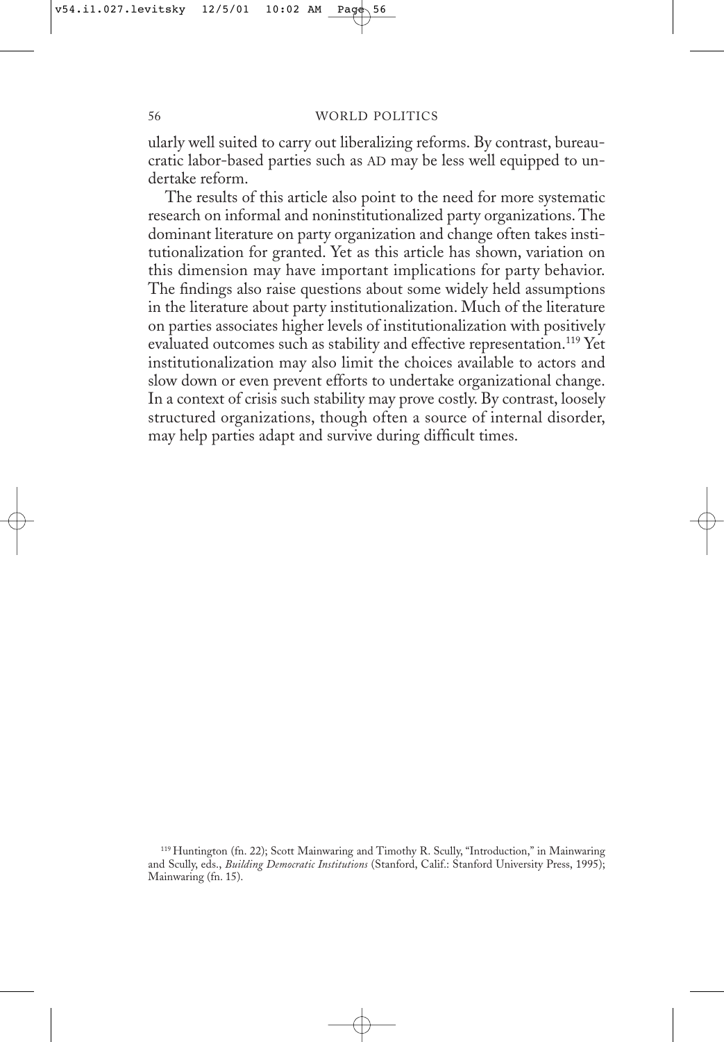ularly well suited to carry out liberalizing reforms. By contrast, bureaucratic labor-based parties such as AD may be less well equipped to undertake reform.

The results of this article also point to the need for more systematic research on informal and noninstitutionalized party organizations. The dominant literature on party organization and change often takes institutionalization for granted. Yet as this article has shown, variation on this dimension may have important implications for party behavior. The findings also raise questions about some widely held assumptions in the literature about party institutionalization. Much of the literature on parties associates higher levels of institutionalization with positively evaluated outcomes such as stability and effective representation.[119] Yet institutionalization may also limit the choices available to actors and slow down or even prevent efforts to undertake organizational change. In a context of crisis such stability may prove costly. By contrast, loosely structured organizations, though often a source of internal disorder, may help parties adapt and survive during difficult times.

[119] Huntington (fn. 22); Scott Mainwaring and Timothy R. Scully, "Introduction," in Mainwaring and Scully, eds., *Building Democratic Institutions* (Stanford, Calif.: Stanford University Press, 1995); Mainwaring (fn. 15).